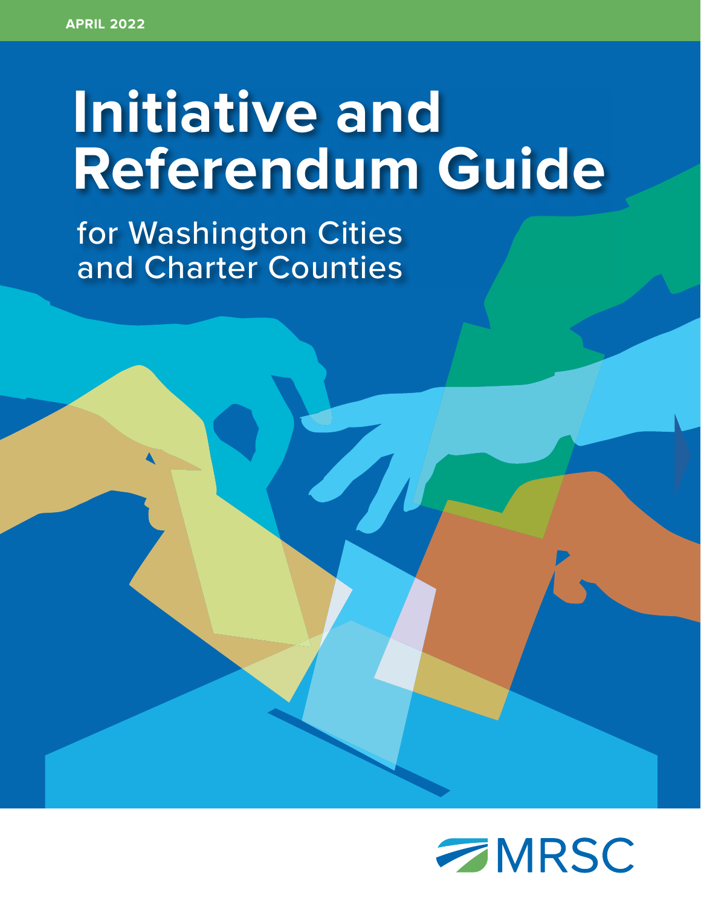APRIL 2022

# Initiative and Referendum Guide

## for Washington Cities and Charter Counties

MRSC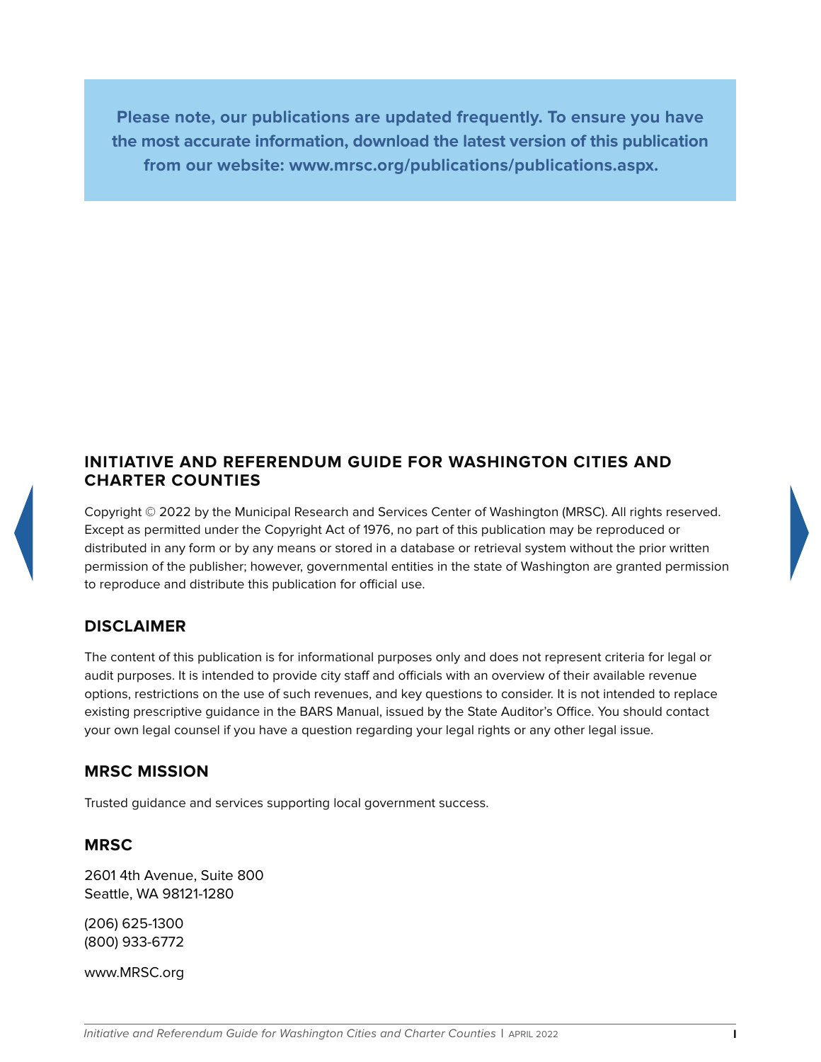**Please note, our publications are updated frequently. To ensure you have the most accurate information, download the latest version of this publication from our website: www.mrsc.org/publications/publications.aspx.**

## INITIATIVE AND REFERENDUM GUIDE FOR WASHINGTON CITIES AND CHARTER COUNTIES

Copyright © 2022 by the Municipal Research and Services Center of Washington (MRSC). All rights reserved. Except as permitted under the Copyright Act of 1976, no part of this publication may be reproduced or distributed in any form or by any means or stored in a database or retrieval system without the prior written permission of the publisher; however, governmental entities in the state of Washington are granted permission to reproduce and distribute this publication for official use.

## DISCLAIMER

The content of this publication is for informational purposes only and does not represent criteria for legal or audit purposes. It is intended to provide city staff and officials with an overview of their available revenue options, restrictions on the use of such revenues, and key questions to consider. It is not intended to replace existing prescriptive guidance in the BARS Manual, issued by the State Auditor's Office. You should contact your own legal counsel if you have a question regarding your legal rights or any other legal issue.

## MRSC MISSION

Trusted guidance and services supporting local government success.

## MRSC

2601 4th Avenue, Suite 800
Seattle, WA 98121-1280

(206) 625-1300
(800) 933-6772

www.MRSC.org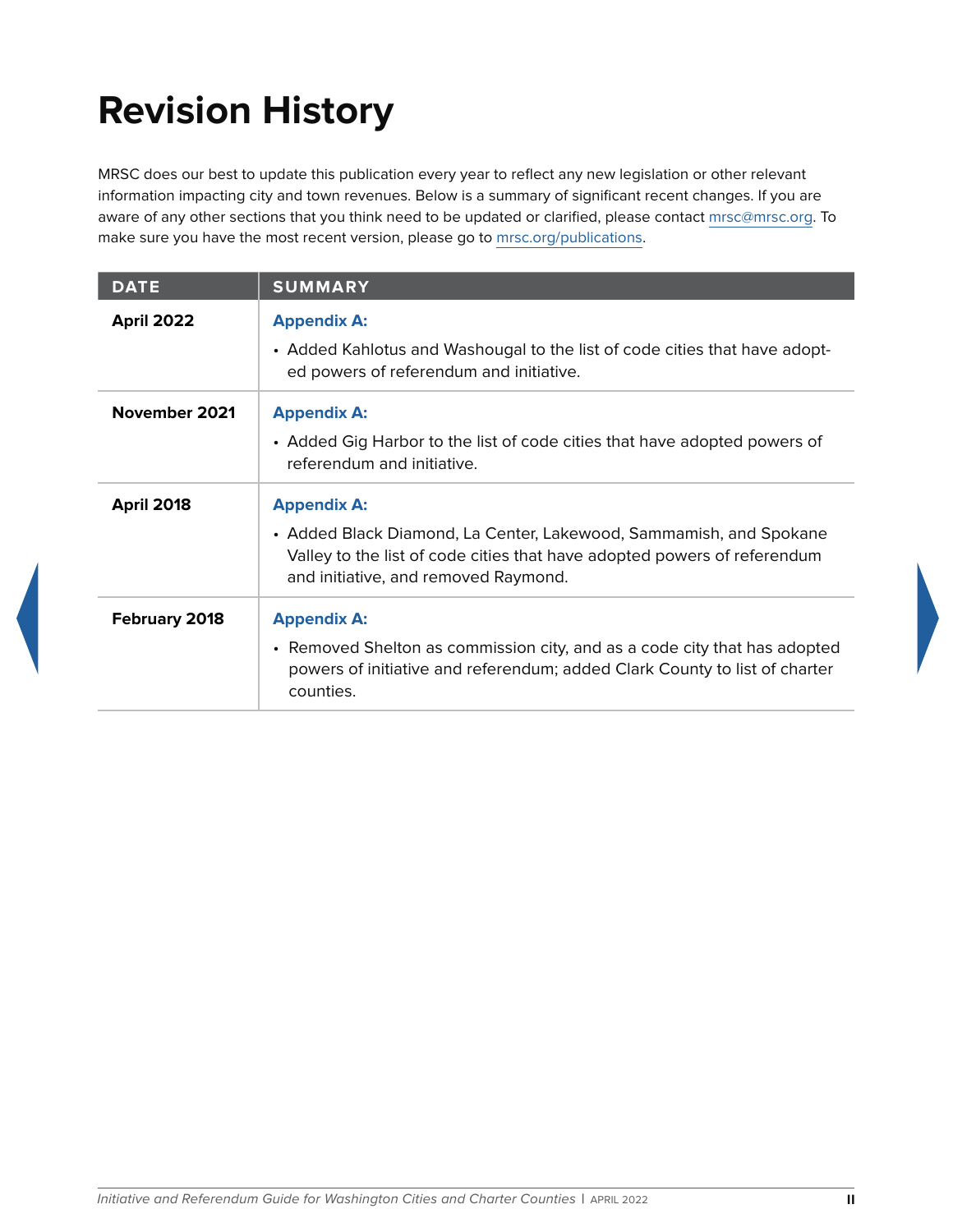# Revision History

MRSC does our best to update this publication every year to reflect any new legislation or other relevant information impacting city and town revenues. Below is a summary of significant recent changes. If you are aware of any other sections that you think need to be updated or clarified, please contact mrsc@mrsc.org. To make sure you have the most recent version, please go to mrsc.org/publications.

| DATE | SUMMARY |
| --- | --- |
| **April 2022** | **Appendix A:**<br>• Added Kahlotus and Washougal to the list of code cities that have adopted powers of referendum and initiative. |
| **November 2021** | **Appendix A:**<br>• Added Gig Harbor to the list of code cities that have adopted powers of referendum and initiative. |
| **April 2018** | **Appendix A:**<br>• Added Black Diamond, La Center, Lakewood, Sammamish, and Spokane Valley to the list of code cities that have adopted powers of referendum and initiative, and removed Raymond. |
| **February 2018** | **Appendix A:**<br>• Removed Shelton as commission city, and as a code city that has adopted powers of initiative and referendum; added Clark County to list of charter counties. |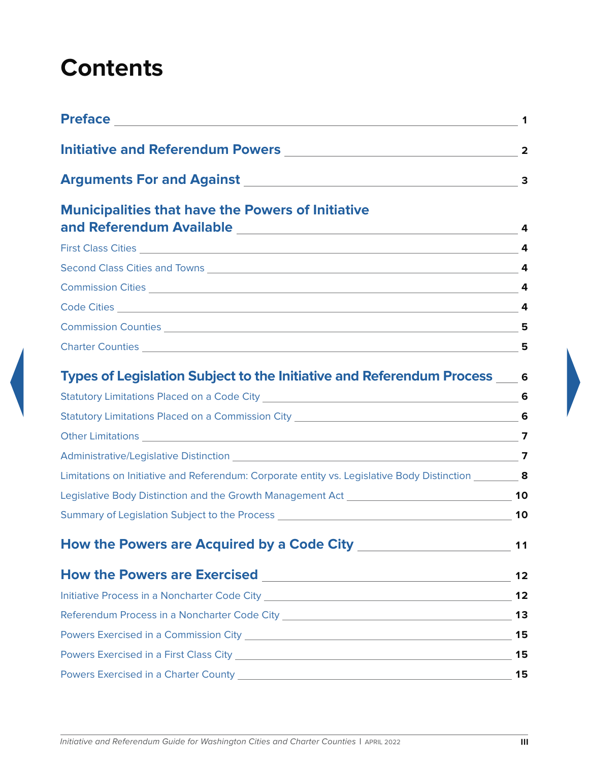# Contents

| | |
|---|---|
| **Preface** | **1** |
| **Initiative and Referendum Powers** | **2** |
| **Arguments For and Against** | **3** |
| **Municipalities that have the Powers of Initiative and Referendum Available** | **4** |
| First Class Cities | 4 |
| Second Class Cities and Towns | 4 |
| Commission Cities | 4 |
| Code Cities | 4 |
| Commission Counties | 5 |
| Charter Counties | 5 |
| **Types of Legislation Subject to the Initiative and Referendum Process** | **6** |
| Statutory Limitations Placed on a Code City | 6 |
| Statutory Limitations Placed on a Commission City | 6 |
| Other Limitations | 7 |
| Administrative/Legislative Distinction | 7 |
| Limitations on Initiative and Referendum: Corporate entity vs. Legislative Body Distinction | 8 |
| Legislative Body Distinction and the Growth Management Act | 10 |
| Summary of Legislation Subject to the Process | 10 |
| **How the Powers are Acquired by a Code City** | **11** |
| **How the Powers are Exercised** | **12** |
| Initiative Process in a Noncharter Code City | 12 |
| Referendum Process in a Noncharter Code City | 13 |
| Powers Exercised in a Commission City | 15 |
| Powers Exercised in a First Class City | 15 |
| Powers Exercised in a Charter County | 15 |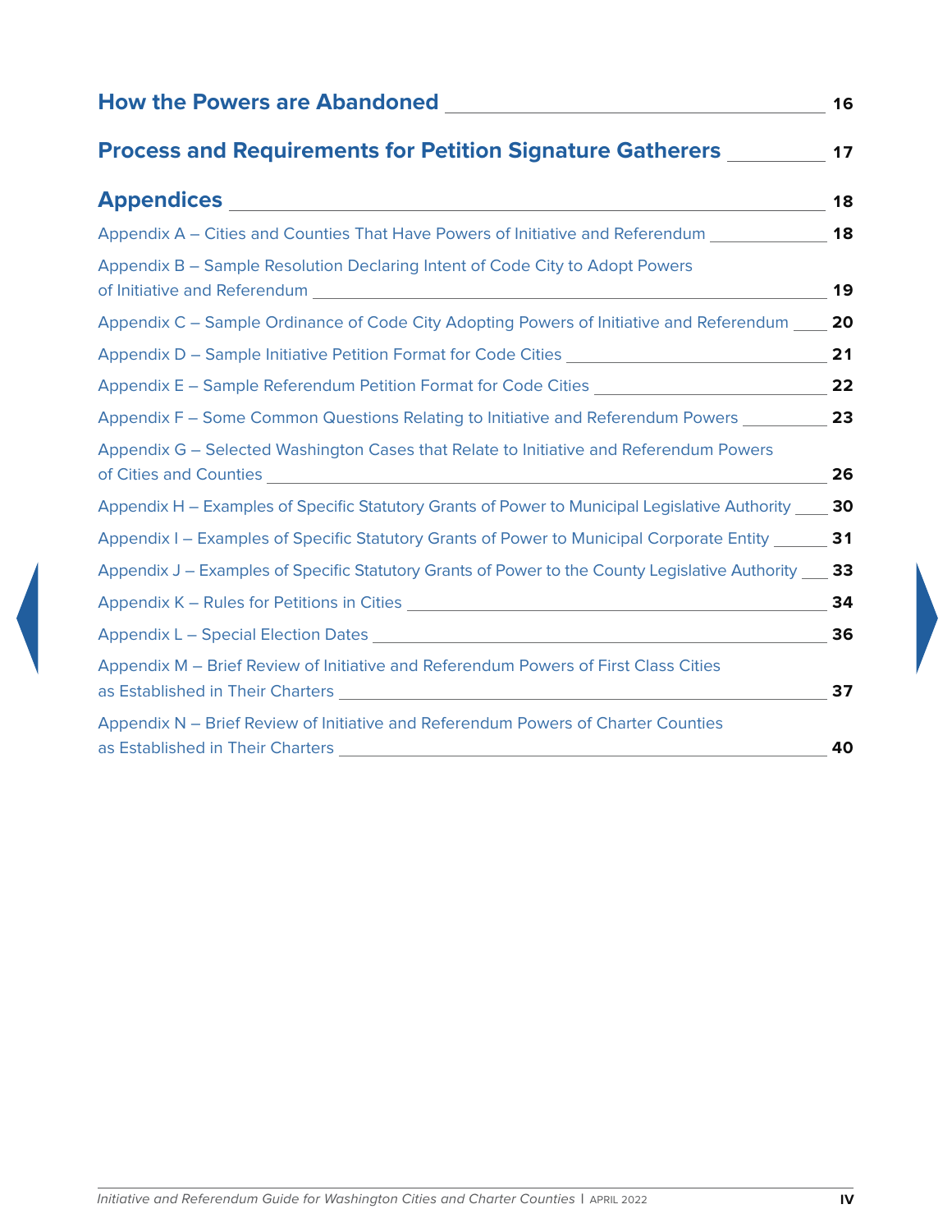| | |
|---|---|
| **How the Powers are Abandoned** | **16** |
| **Process and Requirements for Petition Signature Gatherers** | **17** |
| **Appendices** | **18** |
| Appendix A – Cities and Counties That Have Powers of Initiative and Referendum | **18** |
| Appendix B – Sample Resolution Declaring Intent of Code City to Adopt Powers of Initiative and Referendum | **19** |
| Appendix C – Sample Ordinance of Code City Adopting Powers of Initiative and Referendum | **20** |
| Appendix D – Sample Initiative Petition Format for Code Cities | **21** |
| Appendix E – Sample Referendum Petition Format for Code Cities | **22** |
| Appendix F – Some Common Questions Relating to Initiative and Referendum Powers | **23** |
| Appendix G – Selected Washington Cases that Relate to Initiative and Referendum Powers of Cities and Counties | **26** |
| Appendix H – Examples of Specific Statutory Grants of Power to Municipal Legislative Authority | **30** |
| Appendix I – Examples of Specific Statutory Grants of Power to Municipal Corporate Entity | **31** |
| Appendix J – Examples of Specific Statutory Grants of Power to the County Legislative Authority | **33** |
| Appendix K – Rules for Petitions in Cities | **34** |
| Appendix L – Special Election Dates | **36** |
| Appendix M – Brief Review of Initiative and Referendum Powers of First Class Cities as Established in Their Charters | **37** |
| Appendix N – Brief Review of Initiative and Referendum Powers of Charter Counties as Established in Their Charters | **40** |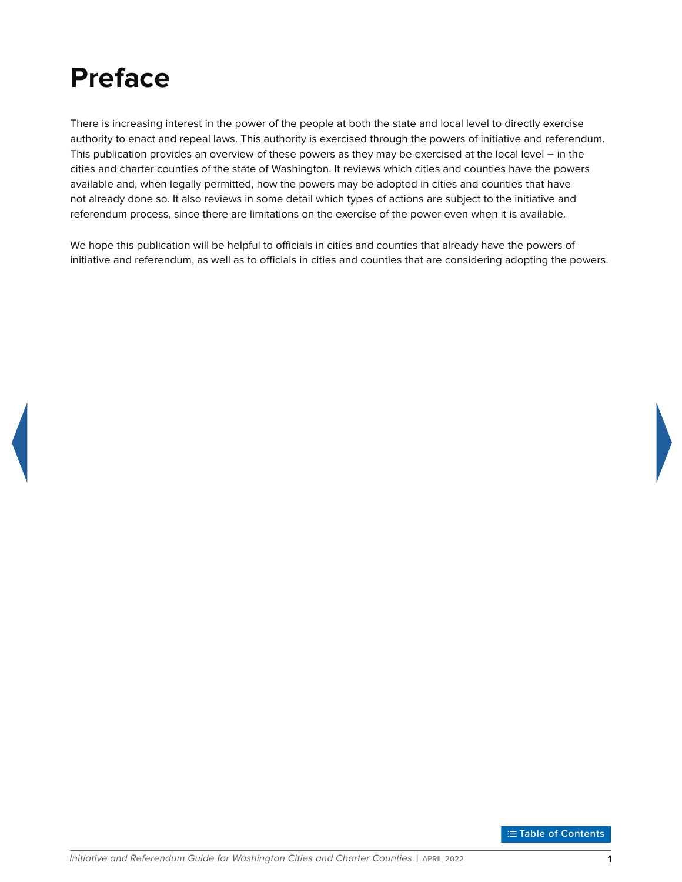# Preface

There is increasing interest in the power of the people at both the state and local level to directly exercise authority to enact and repeal laws. This authority is exercised through the powers of initiative and referendum. This publication provides an overview of these powers as they may be exercised at the local level – in the cities and charter counties of the state of Washington. It reviews which cities and counties have the powers available and, when legally permitted, how the powers may be adopted in cities and counties that have not already done so. It also reviews in some detail which types of actions are subject to the initiative and referendum process, since there are limitations on the exercise of the power even when it is available.

We hope this publication will be helpful to officials in cities and counties that already have the powers of initiative and referendum, as well as to officials in cities and counties that are considering adopting the powers.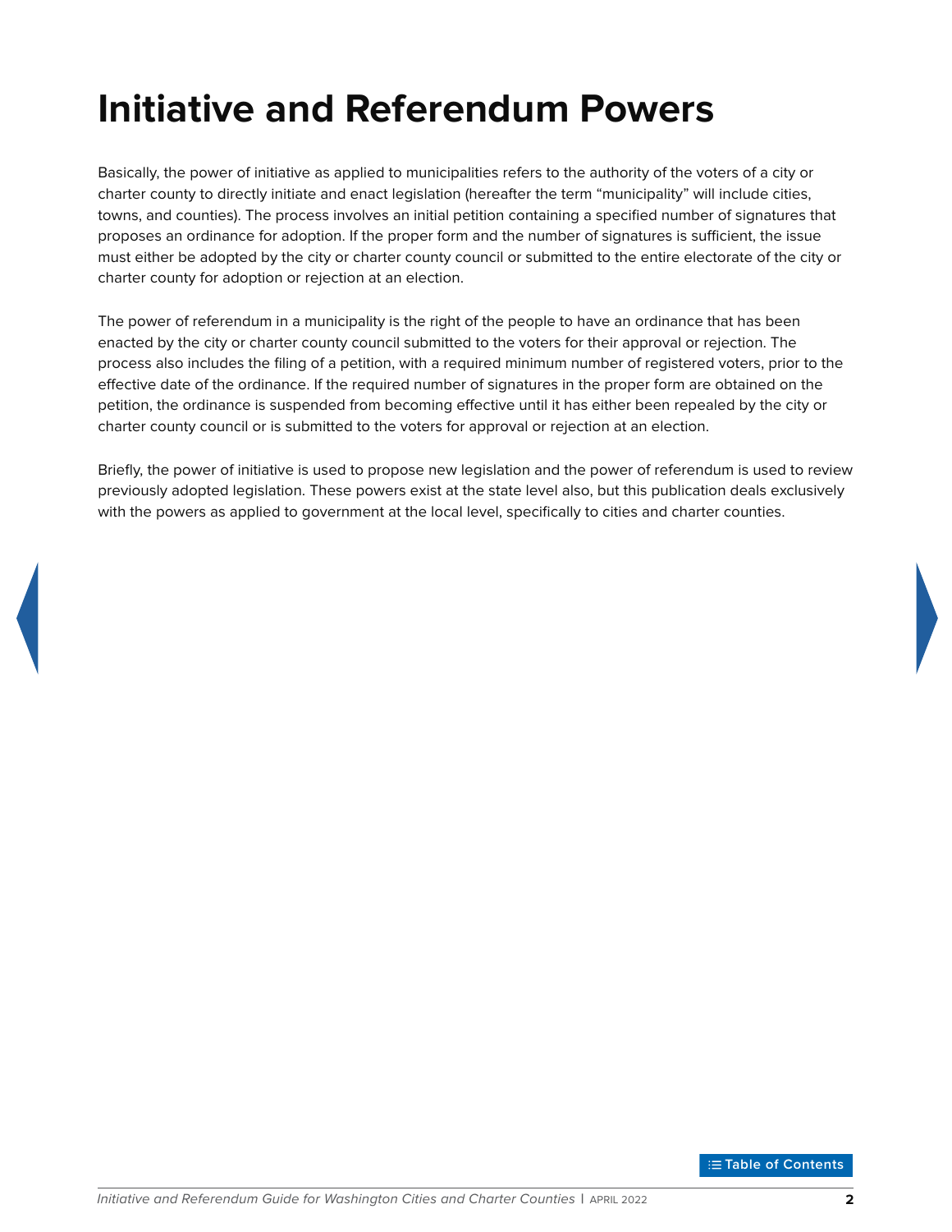# Initiative and Referendum Powers

Basically, the power of initiative as applied to municipalities refers to the authority of the voters of a city or charter county to directly initiate and enact legislation (hereafter the term “municipality” will include cities, towns, and counties). The process involves an initial petition containing a specified number of signatures that proposes an ordinance for adoption. If the proper form and the number of signatures is sufficient, the issue must either be adopted by the city or charter county council or submitted to the entire electorate of the city or charter county for adoption or rejection at an election.

The power of referendum in a municipality is the right of the people to have an ordinance that has been enacted by the city or charter county council submitted to the voters for their approval or rejection. The process also includes the filing of a petition, with a required minimum number of registered voters, prior to the effective date of the ordinance. If the required number of signatures in the proper form are obtained on the petition, the ordinance is suspended from becoming effective until it has either been repealed by the city or charter county council or is submitted to the voters for approval or rejection at an election.

Briefly, the power of initiative is used to propose new legislation and the power of referendum is used to review previously adopted legislation. These powers exist at the state level also, but this publication deals exclusively with the powers as applied to government at the local level, specifically to cities and charter counties.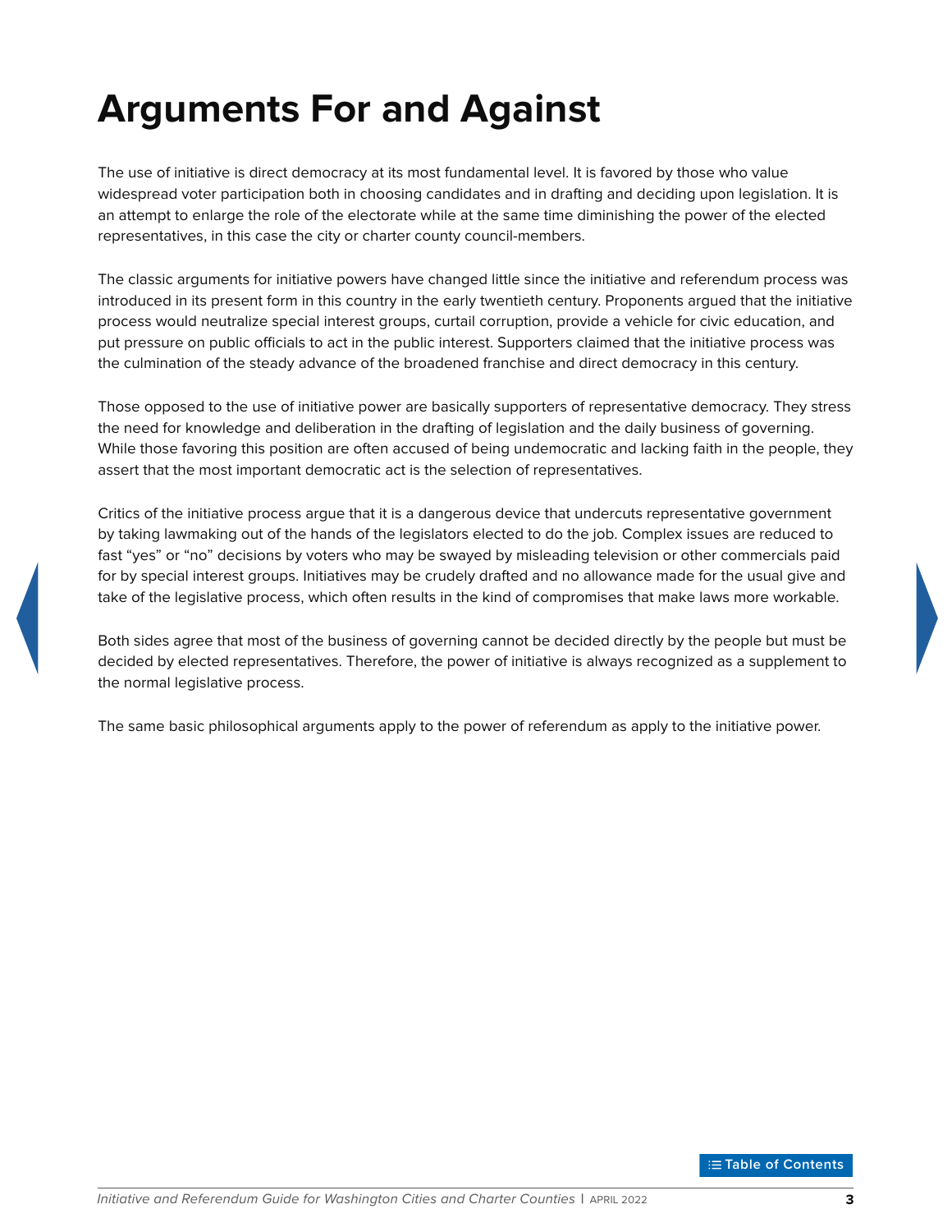# Arguments For and Against

The use of initiative is direct democracy at its most fundamental level. It is favored by those who value widespread voter participation both in choosing candidates and in drafting and deciding upon legislation. It is an attempt to enlarge the role of the electorate while at the same time diminishing the power of the elected representatives, in this case the city or charter county council-members.

The classic arguments for initiative powers have changed little since the initiative and referendum process was introduced in its present form in this country in the early twentieth century. Proponents argued that the initiative process would neutralize special interest groups, curtail corruption, provide a vehicle for civic education, and put pressure on public officials to act in the public interest. Supporters claimed that the initiative process was the culmination of the steady advance of the broadened franchise and direct democracy in this century.

Those opposed to the use of initiative power are basically supporters of representative democracy. They stress the need for knowledge and deliberation in the drafting of legislation and the daily business of governing. While those favoring this position are often accused of being undemocratic and lacking faith in the people, they assert that the most important democratic act is the selection of representatives.

Critics of the initiative process argue that it is a dangerous device that undercuts representative government by taking lawmaking out of the hands of the legislators elected to do the job. Complex issues are reduced to fast "yes" or "no" decisions by voters who may be swayed by misleading television or other commercials paid for by special interest groups. Initiatives may be crudely drafted and no allowance made for the usual give and take of the legislative process, which often results in the kind of compromises that make laws more workable.

Both sides agree that most of the business of governing cannot be decided directly by the people but must be decided by elected representatives. Therefore, the power of initiative is always recognized as a supplement to the normal legislative process.

The same basic philosophical arguments apply to the power of referendum as apply to the initiative power.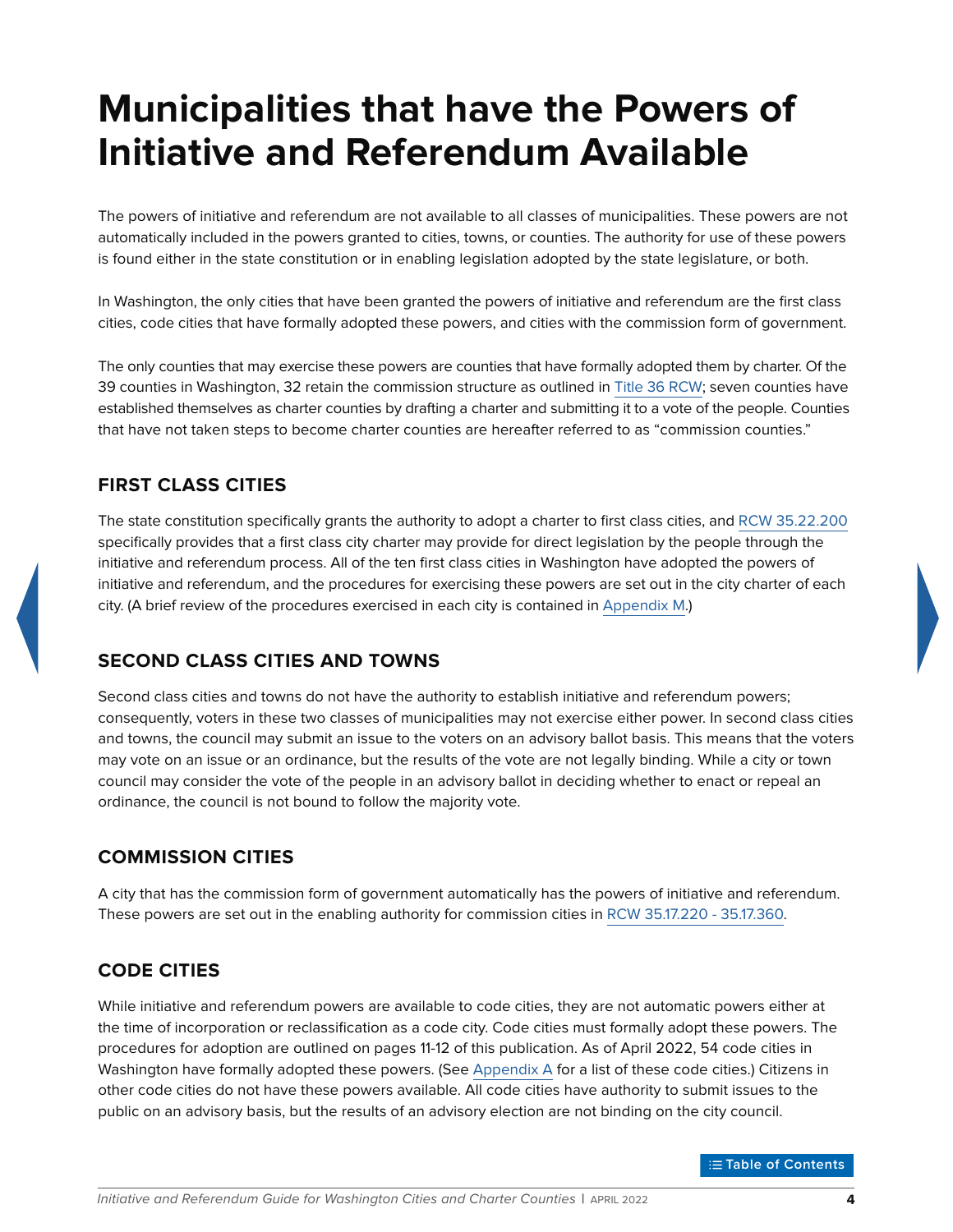# Municipalities that have the Powers of Initiative and Referendum Available

The powers of initiative and referendum are not available to all classes of municipalities. These powers are not automatically included in the powers granted to cities, towns, or counties. The authority for use of these powers is found either in the state constitution or in enabling legislation adopted by the state legislature, or both.

In Washington, the only cities that have been granted the powers of initiative and referendum are the first class cities, code cities that have formally adopted these powers, and cities with the commission form of government.

The only counties that may exercise these powers are counties that have formally adopted them by charter. Of the 39 counties in Washington, 32 retain the commission structure as outlined in Title 36 RCW; seven counties have established themselves as charter counties by drafting a charter and submitting it to a vote of the people. Counties that have not taken steps to become charter counties are hereafter referred to as "commission counties."

## FIRST CLASS CITIES

The state constitution specifically grants the authority to adopt a charter to first class cities, and RCW 35.22.200 specifically provides that a first class city charter may provide for direct legislation by the people through the initiative and referendum process. All of the ten first class cities in Washington have adopted the powers of initiative and referendum, and the procedures for exercising these powers are set out in the city charter of each city. (A brief review of the procedures exercised in each city is contained in Appendix M.)

## SECOND CLASS CITIES AND TOWNS

Second class cities and towns do not have the authority to establish initiative and referendum powers; consequently, voters in these two classes of municipalities may not exercise either power. In second class cities and towns, the council may submit an issue to the voters on an advisory ballot basis. This means that the voters may vote on an issue or an ordinance, but the results of the vote are not legally binding. While a city or town council may consider the vote of the people in an advisory ballot in deciding whether to enact or repeal an ordinance, the council is not bound to follow the majority vote.

## COMMISSION CITIES

A city that has the commission form of government automatically has the powers of initiative and referendum. These powers are set out in the enabling authority for commission cities in RCW 35.17.220 - 35.17.360.

## CODE CITIES

While initiative and referendum powers are available to code cities, they are not automatic powers either at the time of incorporation or reclassification as a code city. Code cities must formally adopt these powers. The procedures for adoption are outlined on pages 11-12 of this publication. As of April 2022, 54 code cities in Washington have formally adopted these powers. (See Appendix A for a list of these code cities.) Citizens in other code cities do not have these powers available. All code cities have authority to submit issues to the public on an advisory basis, but the results of an advisory election are not binding on the city council.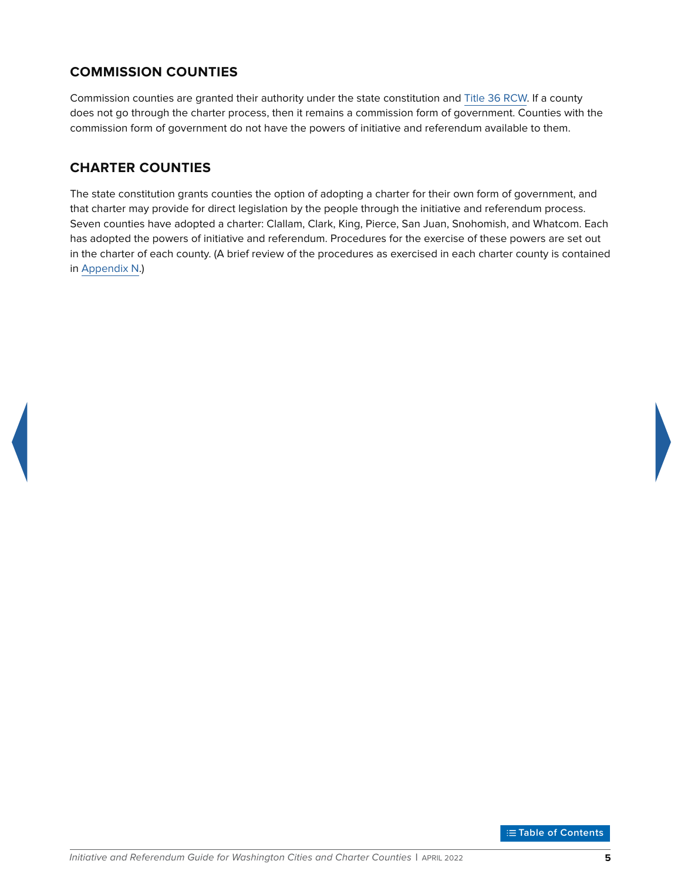## COMMISSION COUNTIES

Commission counties are granted their authority under the state constitution and Title 36 RCW. If a county does not go through the charter process, then it remains a commission form of government. Counties with the commission form of government do not have the powers of initiative and referendum available to them.

## CHARTER COUNTIES

The state constitution grants counties the option of adopting a charter for their own form of government, and that charter may provide for direct legislation by the people through the initiative and referendum process. Seven counties have adopted a charter: Clallam, Clark, King, Pierce, San Juan, Snohomish, and Whatcom. Each has adopted the powers of initiative and referendum. Procedures for the exercise of these powers are set out in the charter of each county. (A brief review of the procedures as exercised in each charter county is contained in Appendix N.)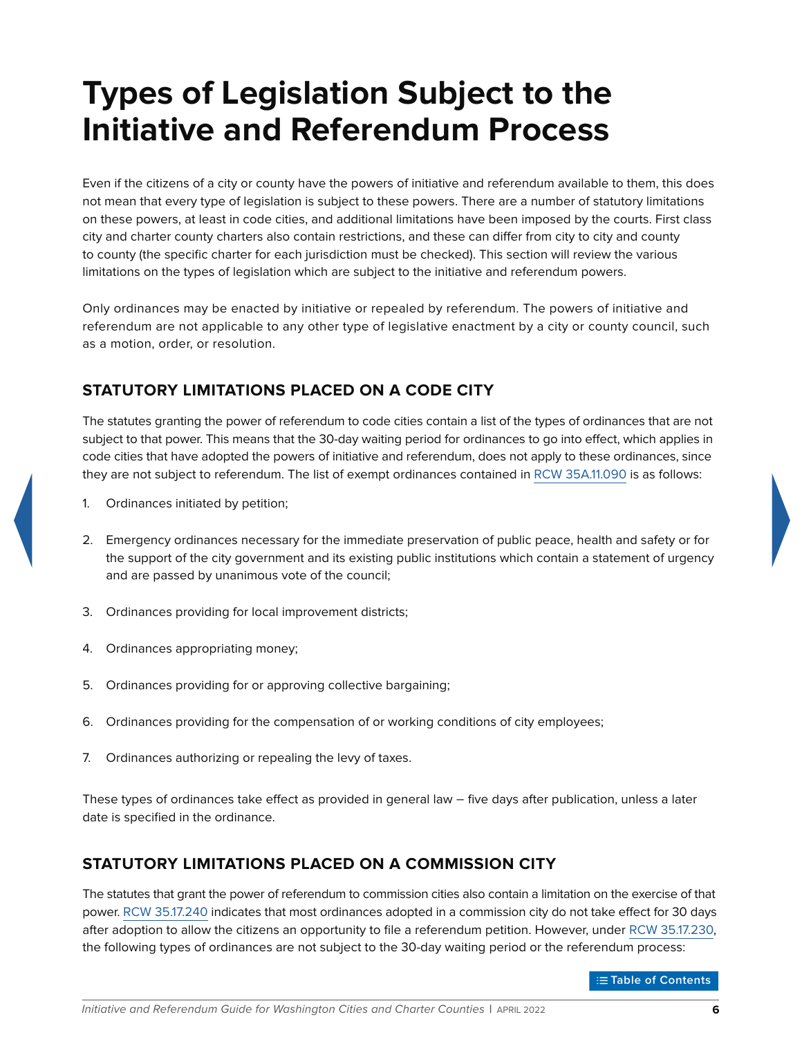# Types of Legislation Subject to the Initiative and Referendum Process

Even if the citizens of a city or county have the powers of initiative and referendum available to them, this does not mean that every type of legislation is subject to these powers. There are a number of statutory limitations on these powers, at least in code cities, and additional limitations have been imposed by the courts. First class city and charter county charters also contain restrictions, and these can differ from city to city and county to county (the specific charter for each jurisdiction must be checked). This section will review the various limitations on the types of legislation which are subject to the initiative and referendum powers.

Only ordinances may be enacted by initiative or repealed by referendum. The powers of initiative and referendum are not applicable to any other type of legislative enactment by a city or county council, such as a motion, order, or resolution.

## STATUTORY LIMITATIONS PLACED ON A CODE CITY

The statutes granting the power of referendum to code cities contain a list of the types of ordinances that are not subject to that power. This means that the 30-day waiting period for ordinances to go into effect, which applies in code cities that have adopted the powers of initiative and referendum, does not apply to these ordinances, since they are not subject to referendum. The list of exempt ordinances contained in RCW 35A.11.090 is as follows:

1. Ordinances initiated by petition;
2. Emergency ordinances necessary for the immediate preservation of public peace, health and safety or for the support of the city government and its existing public institutions which contain a statement of urgency and are passed by unanimous vote of the council;
3. Ordinances providing for local improvement districts;
4. Ordinances appropriating money;
5. Ordinances providing for or approving collective bargaining;
6. Ordinances providing for the compensation of or working conditions of city employees;
7. Ordinances authorizing or repealing the levy of taxes.

These types of ordinances take effect as provided in general law – five days after publication, unless a later date is specified in the ordinance.

## STATUTORY LIMITATIONS PLACED ON A COMMISSION CITY

The statutes that grant the power of referendum to commission cities also contain a limitation on the exercise of that power. RCW 35.17.240 indicates that most ordinances adopted in a commission city do not take effect for 30 days after adoption to allow the citizens an opportunity to file a referendum petition. However, under RCW 35.17.230, the following types of ordinances are not subject to the 30-day waiting period or the referendum process: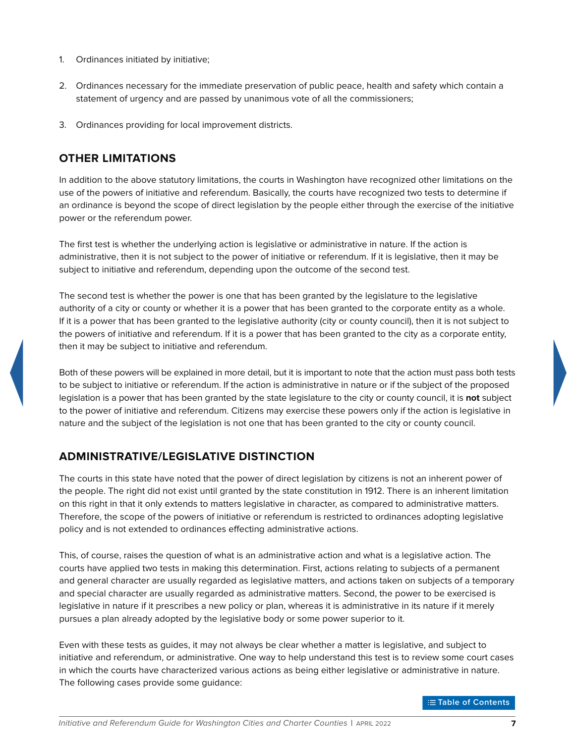1. Ordinances initiated by initiative;

2. Ordinances necessary for the immediate preservation of public peace, health and safety which contain a statement of urgency and are passed by unanimous vote of all the commissioners;

3. Ordinances providing for local improvement districts.

## OTHER LIMITATIONS

In addition to the above statutory limitations, the courts in Washington have recognized other limitations on the use of the powers of initiative and referendum. Basically, the courts have recognized two tests to determine if an ordinance is beyond the scope of direct legislation by the people either through the exercise of the initiative power or the referendum power.

The first test is whether the underlying action is legislative or administrative in nature. If the action is administrative, then it is not subject to the power of initiative or referendum. If it is legislative, then it may be subject to initiative and referendum, depending upon the outcome of the second test.

The second test is whether the power is one that has been granted by the legislature to the legislative authority of a city or county or whether it is a power that has been granted to the corporate entity as a whole. If it is a power that has been granted to the legislative authority (city or county council), then it is not subject to the powers of initiative and referendum. If it is a power that has been granted to the city as a corporate entity, then it may be subject to initiative and referendum.

Both of these powers will be explained in more detail, but it is important to note that the action must pass both tests to be subject to initiative or referendum. If the action is administrative in nature or if the subject of the proposed legislation is a power that has been granted by the state legislature to the city or county council, it is **not** subject to the power of initiative and referendum. Citizens may exercise these powers only if the action is legislative in nature and the subject of the legislation is not one that has been granted to the city or county council.

## ADMINISTRATIVE/LEGISLATIVE DISTINCTION

The courts in this state have noted that the power of direct legislation by citizens is not an inherent power of the people. The right did not exist until granted by the state constitution in 1912. There is an inherent limitation on this right in that it only extends to matters legislative in character, as compared to administrative matters. Therefore, the scope of the powers of initiative or referendum is restricted to ordinances adopting legislative policy and is not extended to ordinances effecting administrative actions.

This, of course, raises the question of what is an administrative action and what is a legislative action. The courts have applied two tests in making this determination. First, actions relating to subjects of a permanent and general character are usually regarded as legislative matters, and actions taken on subjects of a temporary and special character are usually regarded as administrative matters. Second, the power to be exercised is legislative in nature if it prescribes a new policy or plan, whereas it is administrative in its nature if it merely pursues a plan already adopted by the legislative body or some power superior to it.

Even with these tests as guides, it may not always be clear whether a matter is legislative, and subject to initiative and referendum, or administrative. One way to help understand this test is to review some court cases in which the courts have characterized various actions as being either legislative or administrative in nature. The following cases provide some guidance: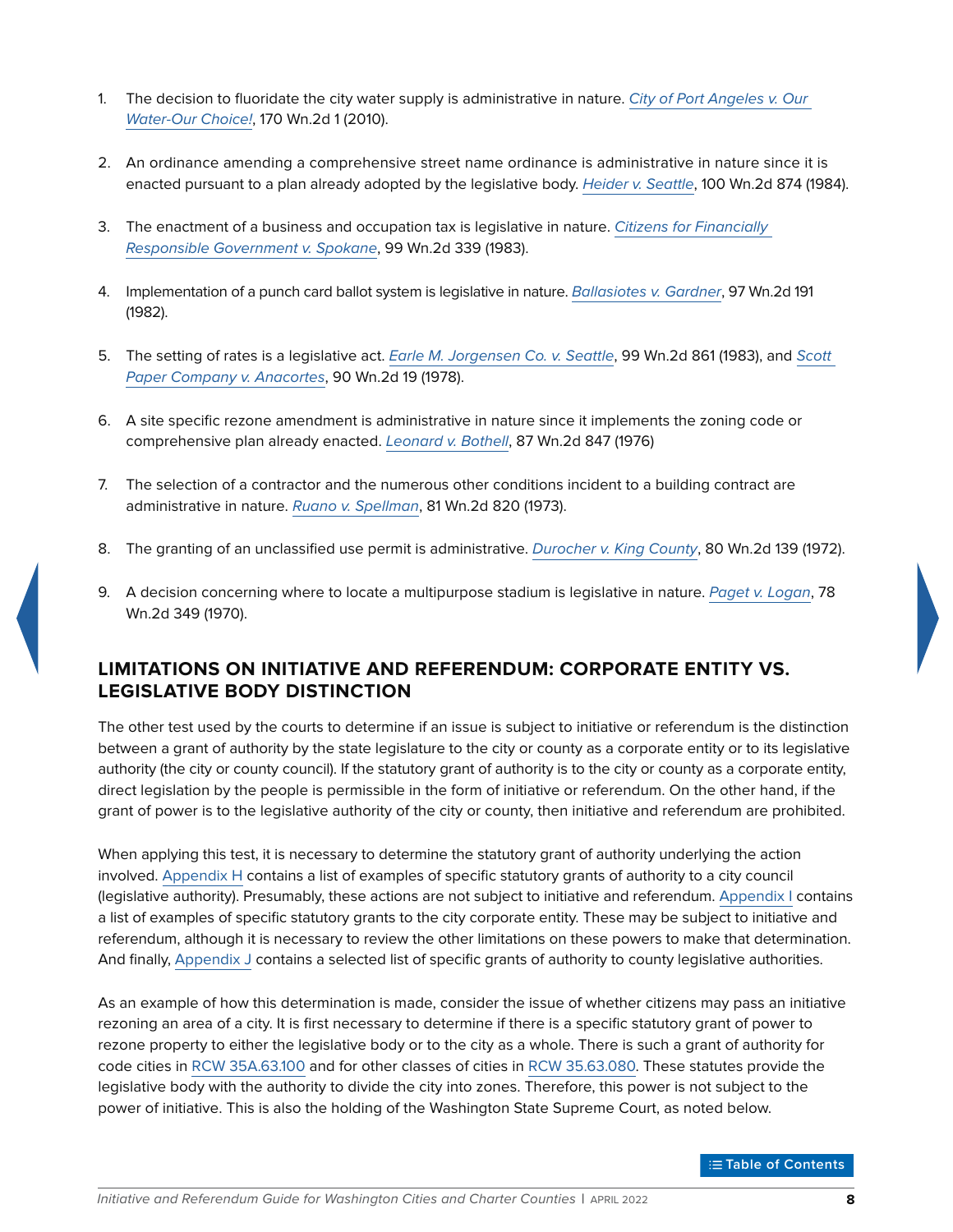1. The decision to fluoridate the city water supply is administrative in nature. *City of Port Angeles v. Our Water-Our Choice!*, 170 Wn.2d 1 (2010).

2. An ordinance amending a comprehensive street name ordinance is administrative in nature since it is enacted pursuant to a plan already adopted by the legislative body. *Heider v. Seattle*, 100 Wn.2d 874 (1984).

3. The enactment of a business and occupation tax is legislative in nature. *Citizens for Financially Responsible Government v. Spokane*, 99 Wn.2d 339 (1983).

4. Implementation of a punch card ballot system is legislative in nature. *Ballasiotes v. Gardner*, 97 Wn.2d 191 (1982).

5. The setting of rates is a legislative act. *Earle M. Jorgensen Co. v. Seattle*, 99 Wn.2d 861 (1983), and *Scott Paper Company v. Anacortes*, 90 Wn.2d 19 (1978).

6. A site specific rezone amendment is administrative in nature since it implements the zoning code or comprehensive plan already enacted. *Leonard v. Bothell*, 87 Wn.2d 847 (1976)

7. The selection of a contractor and the numerous other conditions incident to a building contract are administrative in nature. *Ruano v. Spellman*, 81 Wn.2d 820 (1973).

8. The granting of an unclassified use permit is administrative. *Durocher v. King County*, 80 Wn.2d 139 (1972).

9. A decision concerning where to locate a multipurpose stadium is legislative in nature. *Paget v. Logan*, 78 Wn.2d 349 (1970).

## LIMITATIONS ON INITIATIVE AND REFERENDUM: CORPORATE ENTITY VS. LEGISLATIVE BODY DISTINCTION

The other test used by the courts to determine if an issue is subject to initiative or referendum is the distinction between a grant of authority by the state legislature to the city or county as a corporate entity or to its legislative authority (the city or county council). If the statutory grant of authority is to the city or county as a corporate entity, direct legislation by the people is permissible in the form of initiative or referendum. On the other hand, if the grant of power is to the legislative authority of the city or county, then initiative and referendum are prohibited.

When applying this test, it is necessary to determine the statutory grant of authority underlying the action involved. Appendix H contains a list of examples of specific statutory grants of authority to a city council (legislative authority). Presumably, these actions are not subject to initiative and referendum. Appendix I contains a list of examples of specific statutory grants to the city corporate entity. These may be subject to initiative and referendum, although it is necessary to review the other limitations on these powers to make that determination. And finally, Appendix J contains a selected list of specific grants of authority to county legislative authorities.

As an example of how this determination is made, consider the issue of whether citizens may pass an initiative rezoning an area of a city. It is first necessary to determine if there is a specific statutory grant of power to rezone property to either the legislative body or to the city as a whole. There is such a grant of authority for code cities in RCW 35A.63.100 and for other classes of cities in RCW 35.63.080. These statutes provide the legislative body with the authority to divide the city into zones. Therefore, this power is not subject to the power of initiative. This is also the holding of the Washington State Supreme Court, as noted below.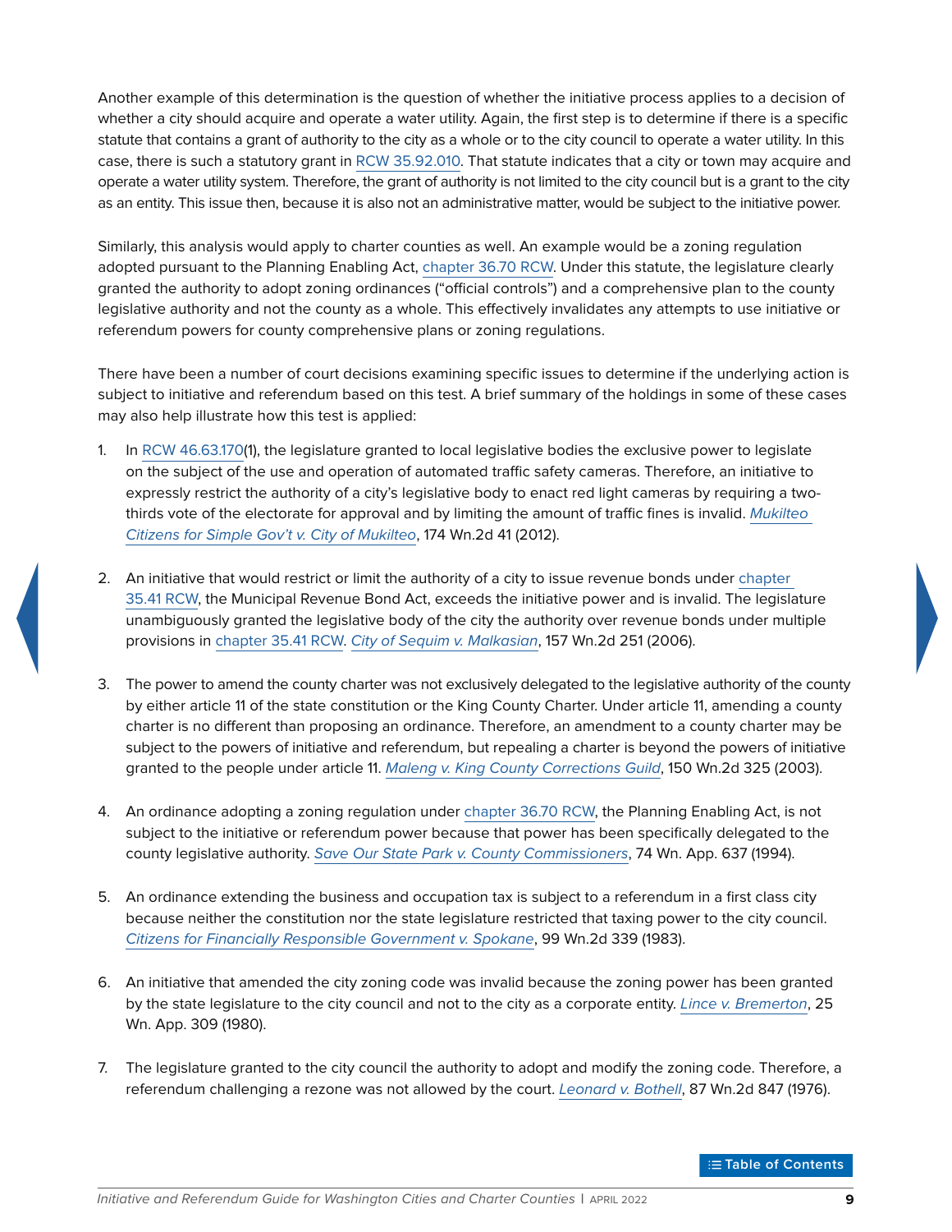Another example of this determination is the question of whether the initiative process applies to a decision of whether a city should acquire and operate a water utility. Again, the first step is to determine if there is a specific statute that contains a grant of authority to the city as a whole or to the city council to operate a water utility. In this case, there is such a statutory grant in RCW 35.92.010. That statute indicates that a city or town may acquire and operate a water utility system. Therefore, the grant of authority is not limited to the city council but is a grant to the city as an entity. This issue then, because it is also not an administrative matter, would be subject to the initiative power.

Similarly, this analysis would apply to charter counties as well. An example would be a zoning regulation adopted pursuant to the Planning Enabling Act, chapter 36.70 RCW. Under this statute, the legislature clearly granted the authority to adopt zoning ordinances ("official controls") and a comprehensive plan to the county legislative authority and not the county as a whole. This effectively invalidates any attempts to use initiative or referendum powers for county comprehensive plans or zoning regulations.

There have been a number of court decisions examining specific issues to determine if the underlying action is subject to initiative and referendum based on this test. A brief summary of the holdings in some of these cases may also help illustrate how this test is applied:

1. In RCW 46.63.170(1), the legislature granted to local legislative bodies the exclusive power to legislate on the subject of the use and operation of automated traffic safety cameras. Therefore, an initiative to expressly restrict the authority of a city's legislative body to enact red light cameras by requiring a two-thirds vote of the electorate for approval and by limiting the amount of traffic fines is invalid. *Mukilteo Citizens for Simple Gov't v. City of Mukilteo*, 174 Wn.2d 41 (2012).

2. An initiative that would restrict or limit the authority of a city to issue revenue bonds under chapter 35.41 RCW, the Municipal Revenue Bond Act, exceeds the initiative power and is invalid. The legislature unambiguously granted the legislative body of the city the authority over revenue bonds under multiple provisions in chapter 35.41 RCW. *City of Sequim v. Malkasian*, 157 Wn.2d 251 (2006).

3. The power to amend the county charter was not exclusively delegated to the legislative authority of the county by either article 11 of the state constitution or the King County Charter. Under article 11, amending a county charter is no different than proposing an ordinance. Therefore, an amendment to a county charter may be subject to the powers of initiative and referendum, but repealing a charter is beyond the powers of initiative granted to the people under article 11. *Maleng v. King County Corrections Guild*, 150 Wn.2d 325 (2003).

4. An ordinance adopting a zoning regulation under chapter 36.70 RCW, the Planning Enabling Act, is not subject to the initiative or referendum power because that power has been specifically delegated to the county legislative authority. *Save Our State Park v. County Commissioners*, 74 Wn. App. 637 (1994).

5. An ordinance extending the business and occupation tax is subject to a referendum in a first class city because neither the constitution nor the state legislature restricted that taxing power to the city council. *Citizens for Financially Responsible Government v. Spokane*, 99 Wn.2d 339 (1983).

6. An initiative that amended the city zoning code was invalid because the zoning power has been granted by the state legislature to the city council and not to the city as a corporate entity. *Lince v. Bremerton*, 25 Wn. App. 309 (1980).

7. The legislature granted to the city council the authority to adopt and modify the zoning code. Therefore, a referendum challenging a rezone was not allowed by the court. *Leonard v. Bothell*, 87 Wn.2d 847 (1976).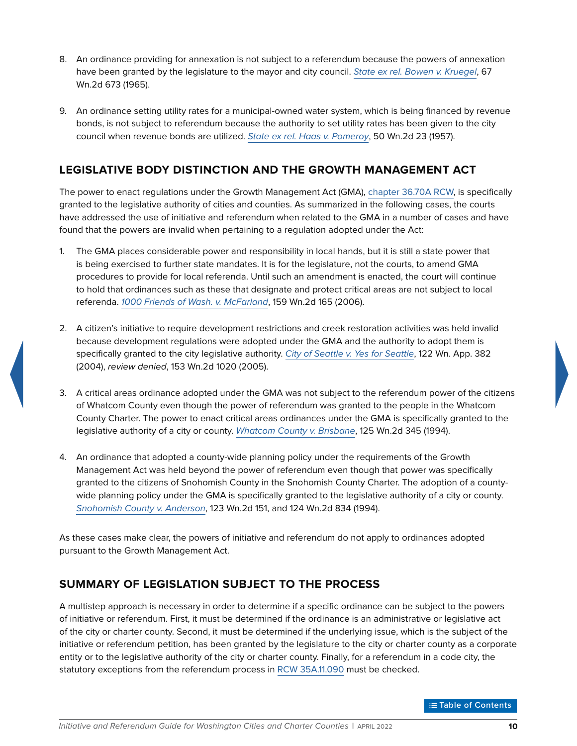8. An ordinance providing for annexation is not subject to a referendum because the powers of annexation have been granted by the legislature to the mayor and city council. *State ex rel. Bowen v. Kruegel*, 67 Wn.2d 673 (1965).

9. An ordinance setting utility rates for a municipal-owned water system, which is being financed by revenue bonds, is not subject to referendum because the authority to set utility rates has been given to the city council when revenue bonds are utilized. *State ex rel. Haas v. Pomeroy*, 50 Wn.2d 23 (1957).

## LEGISLATIVE BODY DISTINCTION AND THE GROWTH MANAGEMENT ACT

The power to enact regulations under the Growth Management Act (GMA), chapter 36.70A RCW, is specifically granted to the legislative authority of cities and counties. As summarized in the following cases, the courts have addressed the use of initiative and referendum when related to the GMA in a number of cases and have found that the powers are invalid when pertaining to a regulation adopted under the Act:

1. The GMA places considerable power and responsibility in local hands, but it is still a state power that is being exercised to further state mandates. It is for the legislature, not the courts, to amend GMA procedures to provide for local referenda. Until such an amendment is enacted, the court will continue to hold that ordinances such as these that designate and protect critical areas are not subject to local referenda. *1000 Friends of Wash. v. McFarland*, 159 Wn.2d 165 (2006).

2. A citizen's initiative to require development restrictions and creek restoration activities was held invalid because development regulations were adopted under the GMA and the authority to adopt them is specifically granted to the city legislative authority. *City of Seattle v. Yes for Seattle*, 122 Wn. App. 382 (2004), *review denied*, 153 Wn.2d 1020 (2005).

3. A critical areas ordinance adopted under the GMA was not subject to the referendum power of the citizens of Whatcom County even though the power of referendum was granted to the people in the Whatcom County Charter. The power to enact critical areas ordinances under the GMA is specifically granted to the legislative authority of a city or county. *Whatcom County v. Brisbane*, 125 Wn.2d 345 (1994).

4. An ordinance that adopted a county-wide planning policy under the requirements of the Growth Management Act was held beyond the power of referendum even though that power was specifically granted to the citizens of Snohomish County in the Snohomish County Charter. The adoption of a county-wide planning policy under the GMA is specifically granted to the legislative authority of a city or county. *Snohomish County v. Anderson*, 123 Wn.2d 151, and 124 Wn.2d 834 (1994).

As these cases make clear, the powers of initiative and referendum do not apply to ordinances adopted pursuant to the Growth Management Act.

## SUMMARY OF LEGISLATION SUBJECT TO THE PROCESS

A multistep approach is necessary in order to determine if a specific ordinance can be subject to the powers of initiative or referendum. First, it must be determined if the ordinance is an administrative or legislative act of the city or charter county. Second, it must be determined if the underlying issue, which is the subject of the initiative or referendum petition, has been granted by the legislature to the city or charter county as a corporate entity or to the legislative authority of the city or charter county. Finally, for a referendum in a code city, the statutory exceptions from the referendum process in RCW 35A.11.090 must be checked.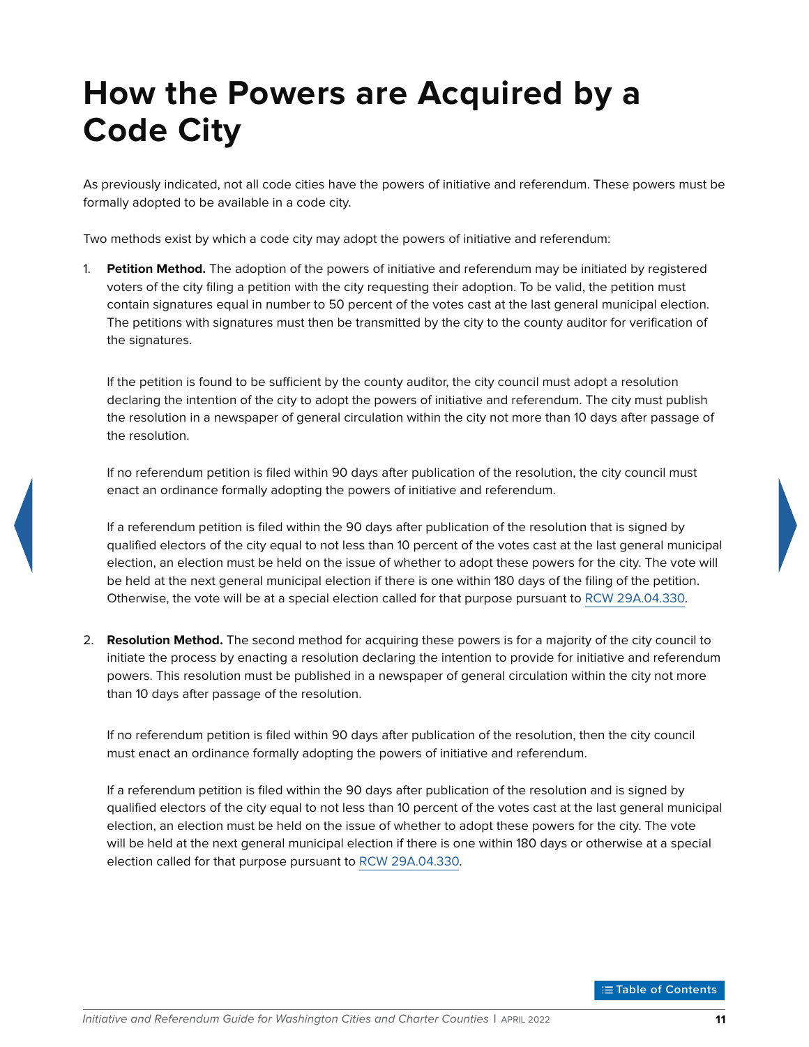# How the Powers are Acquired by a Code City

As previously indicated, not all code cities have the powers of initiative and referendum. These powers must be formally adopted to be available in a code city.

Two methods exist by which a code city may adopt the powers of initiative and referendum:

1. **Petition Method.** The adoption of the powers of initiative and referendum may be initiated by registered voters of the city filing a petition with the city requesting their adoption. To be valid, the petition must contain signatures equal in number to 50 percent of the votes cast at the last general municipal election. The petitions with signatures must then be transmitted by the city to the county auditor for verification of the signatures.

   If the petition is found to be sufficient by the county auditor, the city council must adopt a resolution declaring the intention of the city to adopt the powers of initiative and referendum. The city must publish the resolution in a newspaper of general circulation within the city not more than 10 days after passage of the resolution.

   If no referendum petition is filed within 90 days after publication of the resolution, the city council must enact an ordinance formally adopting the powers of initiative and referendum.

   If a referendum petition is filed within the 90 days after publication of the resolution that is signed by qualified electors of the city equal to not less than 10 percent of the votes cast at the last general municipal election, an election must be held on the issue of whether to adopt these powers for the city. The vote will be held at the next general municipal election if there is one within 180 days of the filing of the petition. Otherwise, the vote will be at a special election called for that purpose pursuant to RCW 29A.04.330.

2. **Resolution Method.** The second method for acquiring these powers is for a majority of the city council to initiate the process by enacting a resolution declaring the intention to provide for initiative and referendum powers. This resolution must be published in a newspaper of general circulation within the city not more than 10 days after passage of the resolution.

   If no referendum petition is filed within 90 days after publication of the resolution, then the city council must enact an ordinance formally adopting the powers of initiative and referendum.

   If a referendum petition is filed within the 90 days after publication of the resolution and is signed by qualified electors of the city equal to not less than 10 percent of the votes cast at the last general municipal election, an election must be held on the issue of whether to adopt these powers for the city. The vote will be held at the next general municipal election if there is one within 180 days or otherwise at a special election called for that purpose pursuant to RCW 29A.04.330.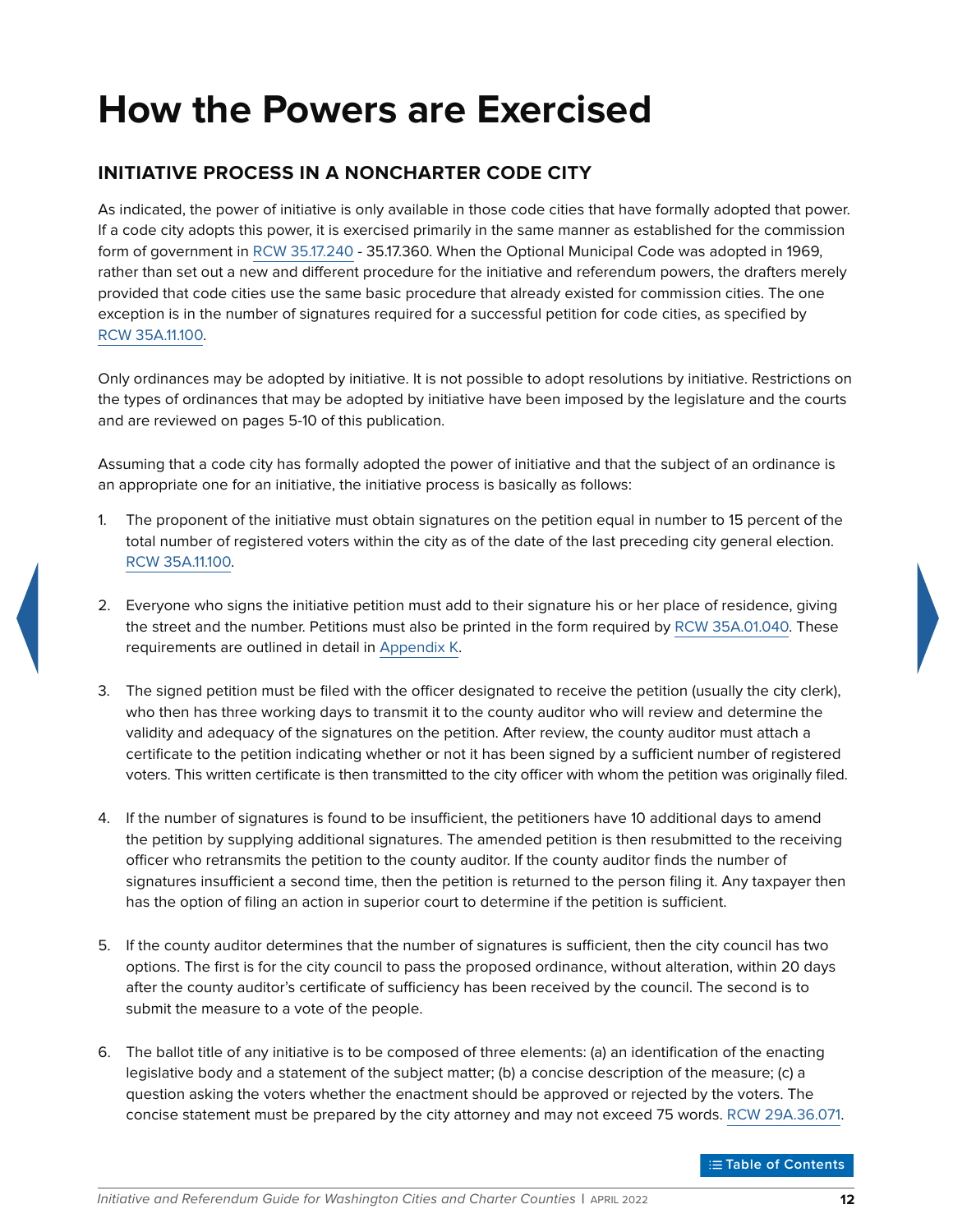# How the Powers are Exercised

## INITIATIVE PROCESS IN A NONCHARTER CODE CITY

As indicated, the power of initiative is only available in those code cities that have formally adopted that power. If a code city adopts this power, it is exercised primarily in the same manner as established for the commission form of government in RCW 35.17.240 - 35.17.360. When the Optional Municipal Code was adopted in 1969, rather than set out a new and different procedure for the initiative and referendum powers, the drafters merely provided that code cities use the same basic procedure that already existed for commission cities. The one exception is in the number of signatures required for a successful petition for code cities, as specified by RCW 35A.11.100.

Only ordinances may be adopted by initiative. It is not possible to adopt resolutions by initiative. Restrictions on the types of ordinances that may be adopted by initiative have been imposed by the legislature and the courts and are reviewed on pages 5-10 of this publication.

Assuming that a code city has formally adopted the power of initiative and that the subject of an ordinance is an appropriate one for an initiative, the initiative process is basically as follows:

1. The proponent of the initiative must obtain signatures on the petition equal in number to 15 percent of the total number of registered voters within the city as of the date of the last preceding city general election. RCW 35A.11.100.

2. Everyone who signs the initiative petition must add to their signature his or her place of residence, giving the street and the number. Petitions must also be printed in the form required by RCW 35A.01.040. These requirements are outlined in detail in Appendix K.

3. The signed petition must be filed with the officer designated to receive the petition (usually the city clerk), who then has three working days to transmit it to the county auditor who will review and determine the validity and adequacy of the signatures on the petition. After review, the county auditor must attach a certificate to the petition indicating whether or not it has been signed by a sufficient number of registered voters. This written certificate is then transmitted to the city officer with whom the petition was originally filed.

4. If the number of signatures is found to be insufficient, the petitioners have 10 additional days to amend the petition by supplying additional signatures. The amended petition is then resubmitted to the receiving officer who retransmits the petition to the county auditor. If the county auditor finds the number of signatures insufficient a second time, then the petition is returned to the person filing it. Any taxpayer then has the option of filing an action in superior court to determine if the petition is sufficient.

5. If the county auditor determines that the number of signatures is sufficient, then the city council has two options. The first is for the city council to pass the proposed ordinance, without alteration, within 20 days after the county auditor's certificate of sufficiency has been received by the council. The second is to submit the measure to a vote of the people.

6. The ballot title of any initiative is to be composed of three elements: (a) an identification of the enacting legislative body and a statement of the subject matter; (b) a concise description of the measure; (c) a question asking the voters whether the enactment should be approved or rejected by the voters. The concise statement must be prepared by the city attorney and may not exceed 75 words. RCW 29A.36.071.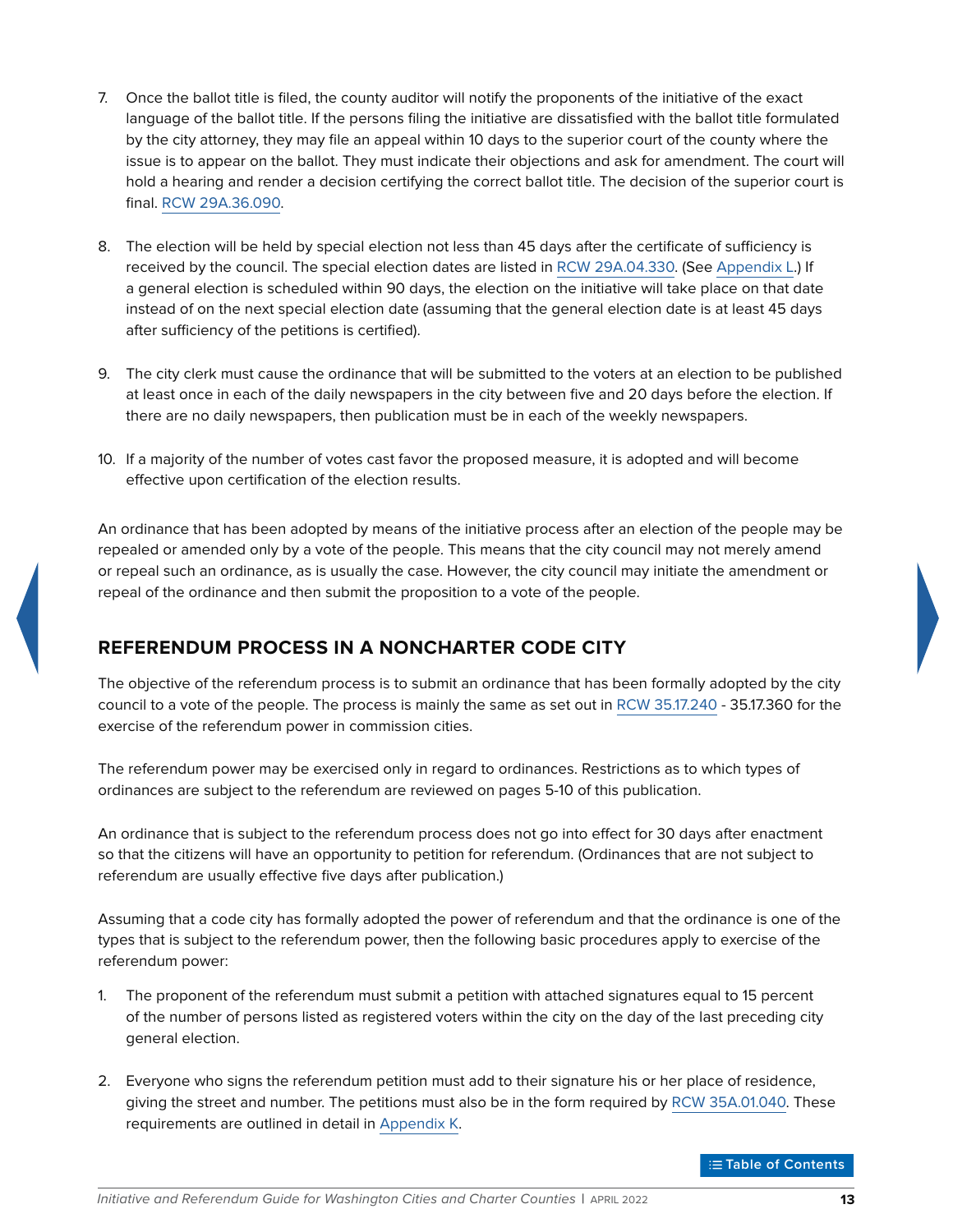7. Once the ballot title is filed, the county auditor will notify the proponents of the initiative of the exact language of the ballot title. If the persons filing the initiative are dissatisfied with the ballot title formulated by the city attorney, they may file an appeal within 10 days to the superior court of the county where the issue is to appear on the ballot. They must indicate their objections and ask for amendment. The court will hold a hearing and render a decision certifying the correct ballot title. The decision of the superior court is final. RCW 29A.36.090.

8. The election will be held by special election not less than 45 days after the certificate of sufficiency is received by the council. The special election dates are listed in RCW 29A.04.330. (See Appendix L.) If a general election is scheduled within 90 days, the election on the initiative will take place on that date instead of on the next special election date (assuming that the general election date is at least 45 days after sufficiency of the petitions is certified).

9. The city clerk must cause the ordinance that will be submitted to the voters at an election to be published at least once in each of the daily newspapers in the city between five and 20 days before the election. If there are no daily newspapers, then publication must be in each of the weekly newspapers.

10. If a majority of the number of votes cast favor the proposed measure, it is adopted and will become effective upon certification of the election results.

An ordinance that has been adopted by means of the initiative process after an election of the people may be repealed or amended only by a vote of the people. This means that the city council may not merely amend or repeal such an ordinance, as is usually the case. However, the city council may initiate the amendment or repeal of the ordinance and then submit the proposition to a vote of the people.

## REFERENDUM PROCESS IN A NONCHARTER CODE CITY

The objective of the referendum process is to submit an ordinance that has been formally adopted by the city council to a vote of the people. The process is mainly the same as set out in RCW 35.17.240 - 35.17.360 for the exercise of the referendum power in commission cities.

The referendum power may be exercised only in regard to ordinances. Restrictions as to which types of ordinances are subject to the referendum are reviewed on pages 5-10 of this publication.

An ordinance that is subject to the referendum process does not go into effect for 30 days after enactment so that the citizens will have an opportunity to petition for referendum. (Ordinances that are not subject to referendum are usually effective five days after publication.)

Assuming that a code city has formally adopted the power of referendum and that the ordinance is one of the types that is subject to the referendum power, then the following basic procedures apply to exercise of the referendum power:

1. The proponent of the referendum must submit a petition with attached signatures equal to 15 percent of the number of persons listed as registered voters within the city on the day of the last preceding city general election.

2. Everyone who signs the referendum petition must add to their signature his or her place of residence, giving the street and number. The petitions must also be in the form required by RCW 35A.01.040. These requirements are outlined in detail in Appendix K.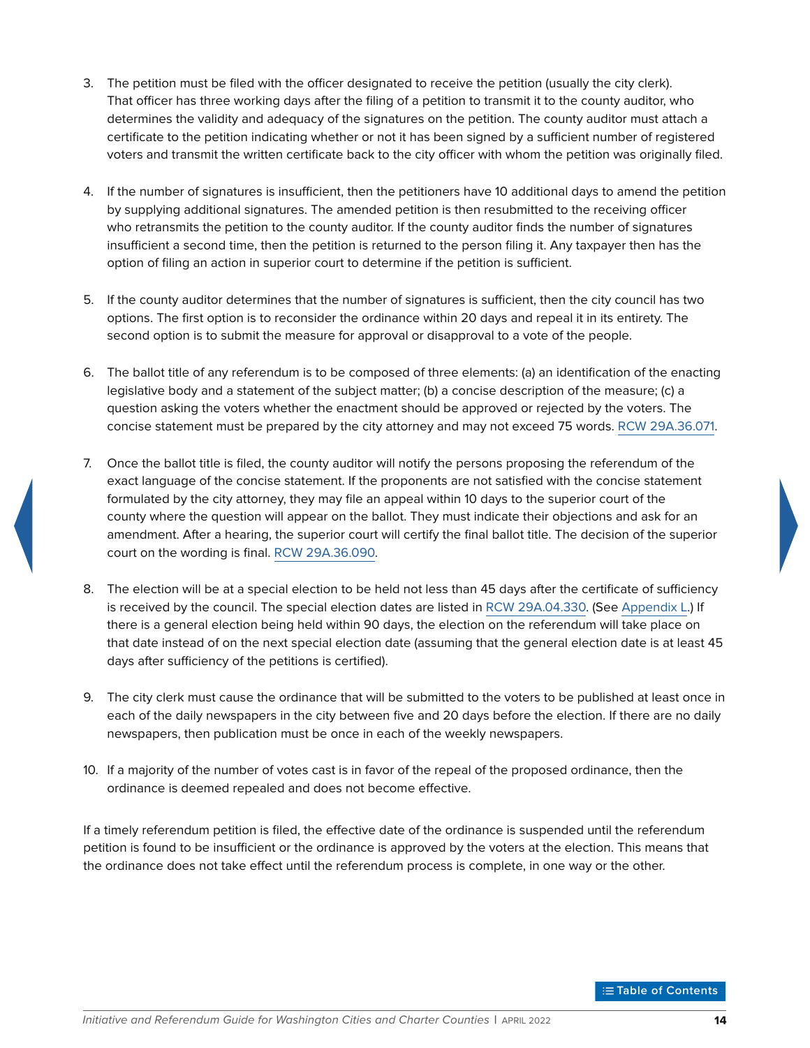3. The petition must be filed with the officer designated to receive the petition (usually the city clerk). That officer has three working days after the filing of a petition to transmit it to the county auditor, who determines the validity and adequacy of the signatures on the petition. The county auditor must attach a certificate to the petition indicating whether or not it has been signed by a sufficient number of registered voters and transmit the written certificate back to the city officer with whom the petition was originally filed.

4. If the number of signatures is insufficient, then the petitioners have 10 additional days to amend the petition by supplying additional signatures. The amended petition is then resubmitted to the receiving officer who retransmits the petition to the county auditor. If the county auditor finds the number of signatures insufficient a second time, then the petition is returned to the person filing it. Any taxpayer then has the option of filing an action in superior court to determine if the petition is sufficient.

5. If the county auditor determines that the number of signatures is sufficient, then the city council has two options. The first option is to reconsider the ordinance within 20 days and repeal it in its entirety. The second option is to submit the measure for approval or disapproval to a vote of the people.

6. The ballot title of any referendum is to be composed of three elements: (a) an identification of the enacting legislative body and a statement of the subject matter; (b) a concise description of the measure; (c) a question asking the voters whether the enactment should be approved or rejected by the voters. The concise statement must be prepared by the city attorney and may not exceed 75 words. RCW 29A.36.071.

7. Once the ballot title is filed, the county auditor will notify the persons proposing the referendum of the exact language of the concise statement. If the proponents are not satisfied with the concise statement formulated by the city attorney, they may file an appeal within 10 days to the superior court of the county where the question will appear on the ballot. They must indicate their objections and ask for an amendment. After a hearing, the superior court will certify the final ballot title. The decision of the superior court on the wording is final. RCW 29A.36.090.

8. The election will be at a special election to be held not less than 45 days after the certificate of sufficiency is received by the council. The special election dates are listed in RCW 29A.04.330. (See Appendix L.) If there is a general election being held within 90 days, the election on the referendum will take place on that date instead of on the next special election date (assuming that the general election date is at least 45 days after sufficiency of the petitions is certified).

9. The city clerk must cause the ordinance that will be submitted to the voters to be published at least once in each of the daily newspapers in the city between five and 20 days before the election. If there are no daily newspapers, then publication must be once in each of the weekly newspapers.

10. If a majority of the number of votes cast is in favor of the repeal of the proposed ordinance, then the ordinance is deemed repealed and does not become effective.

If a timely referendum petition is filed, the effective date of the ordinance is suspended until the referendum petition is found to be insufficient or the ordinance is approved by the voters at the election. This means that the ordinance does not take effect until the referendum process is complete, in one way or the other.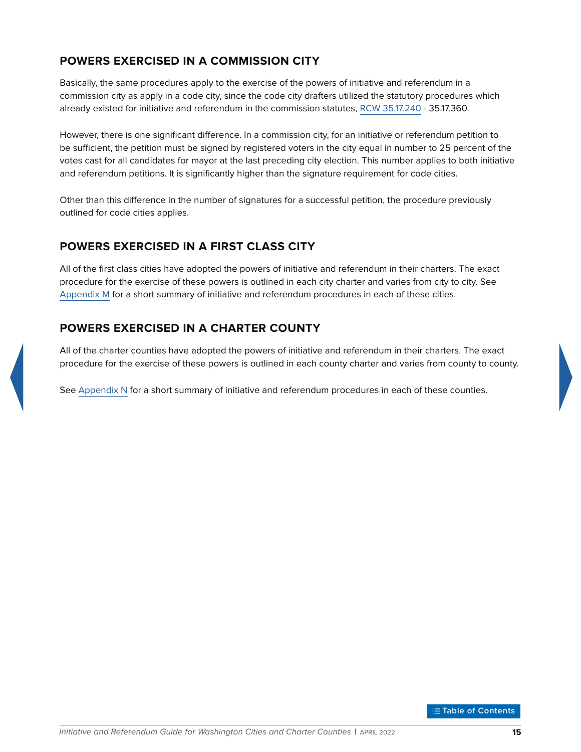## POWERS EXERCISED IN A COMMISSION CITY

Basically, the same procedures apply to the exercise of the powers of initiative and referendum in a commission city as apply in a code city, since the code city drafters utilized the statutory procedures which already existed for initiative and referendum in the commission statutes, RCW 35.17.240 - 35.17.360.

However, there is one significant difference. In a commission city, for an initiative or referendum petition to be sufficient, the petition must be signed by registered voters in the city equal in number to 25 percent of the votes cast for all candidates for mayor at the last preceding city election. This number applies to both initiative and referendum petitions. It is significantly higher than the signature requirement for code cities.

Other than this difference in the number of signatures for a successful petition, the procedure previously outlined for code cities applies.

## POWERS EXERCISED IN A FIRST CLASS CITY

All of the first class cities have adopted the powers of initiative and referendum in their charters. The exact procedure for the exercise of these powers is outlined in each city charter and varies from city to city. See Appendix M for a short summary of initiative and referendum procedures in each of these cities.

## POWERS EXERCISED IN A CHARTER COUNTY

All of the charter counties have adopted the powers of initiative and referendum in their charters. The exact procedure for the exercise of these powers is outlined in each county charter and varies from county to county.

See Appendix N for a short summary of initiative and referendum procedures in each of these counties.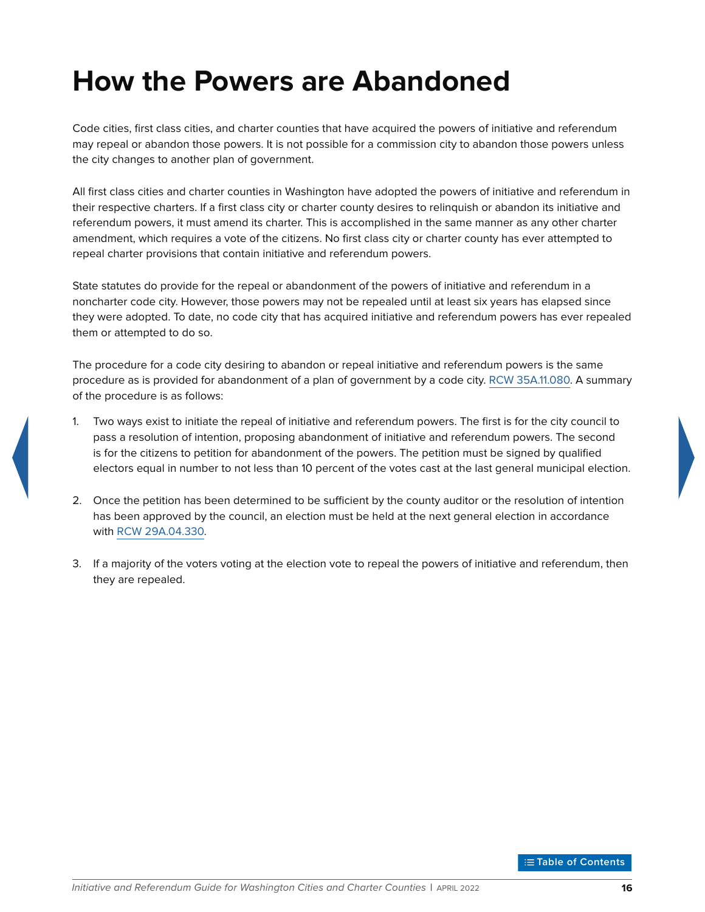# How the Powers are Abandoned

Code cities, first class cities, and charter counties that have acquired the powers of initiative and referendum may repeal or abandon those powers. It is not possible for a commission city to abandon those powers unless the city changes to another plan of government.

All first class cities and charter counties in Washington have adopted the powers of initiative and referendum in their respective charters. If a first class city or charter county desires to relinquish or abandon its initiative and referendum powers, it must amend its charter. This is accomplished in the same manner as any other charter amendment, which requires a vote of the citizens. No first class city or charter county has ever attempted to repeal charter provisions that contain initiative and referendum powers.

State statutes do provide for the repeal or abandonment of the powers of initiative and referendum in a noncharter code city. However, those powers may not be repealed until at least six years has elapsed since they were adopted. To date, no code city that has acquired initiative and referendum powers has ever repealed them or attempted to do so.

The procedure for a code city desiring to abandon or repeal initiative and referendum powers is the same procedure as is provided for abandonment of a plan of government by a code city. RCW 35A.11.080. A summary of the procedure is as follows:

1. Two ways exist to initiate the repeal of initiative and referendum powers. The first is for the city council to pass a resolution of intention, proposing abandonment of initiative and referendum powers. The second is for the citizens to petition for abandonment of the powers. The petition must be signed by qualified electors equal in number to not less than 10 percent of the votes cast at the last general municipal election.

2. Once the petition has been determined to be sufficient by the county auditor or the resolution of intention has been approved by the council, an election must be held at the next general election in accordance with RCW 29A.04.330.

3. If a majority of the voters voting at the election vote to repeal the powers of initiative and referendum, then they are repealed.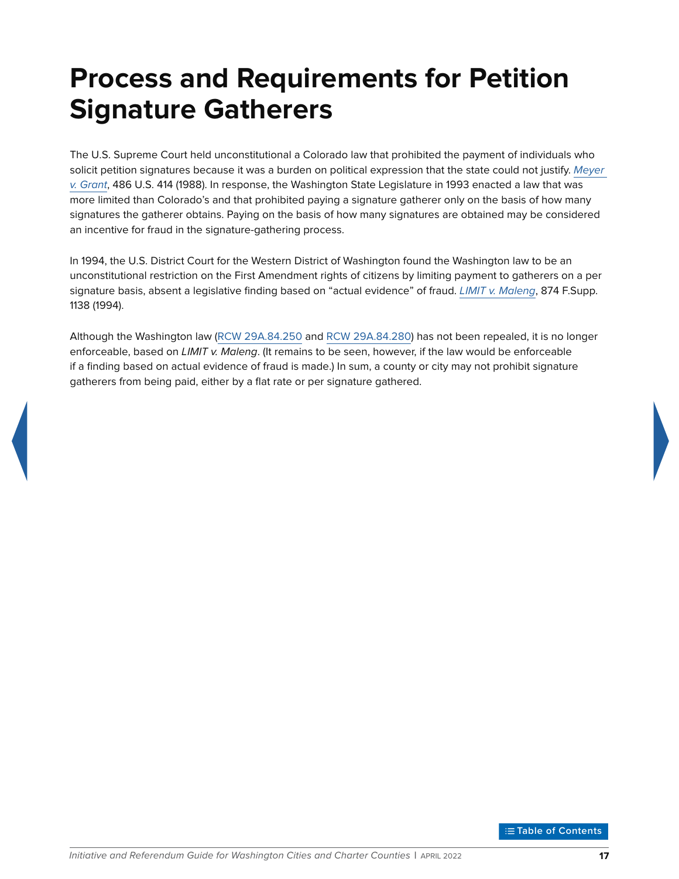# Process and Requirements for Petition Signature Gatherers

The U.S. Supreme Court held unconstitutional a Colorado law that prohibited the payment of individuals who solicit petition signatures because it was a burden on political expression that the state could not justify. *Meyer v. Grant*, 486 U.S. 414 (1988). In response, the Washington State Legislature in 1993 enacted a law that was more limited than Colorado's and that prohibited paying a signature gatherer only on the basis of how many signatures the gatherer obtains. Paying on the basis of how many signatures are obtained may be considered an incentive for fraud in the signature-gathering process.

In 1994, the U.S. District Court for the Western District of Washington found the Washington law to be an unconstitutional restriction on the First Amendment rights of citizens by limiting payment to gatherers on a per signature basis, absent a legislative finding based on "actual evidence" of fraud. *LIMIT v. Maleng*, 874 F.Supp. 1138 (1994).

Although the Washington law (RCW 29A.84.250 and RCW 29A.84.280) has not been repealed, it is no longer enforceable, based on *LIMIT v. Maleng*. (It remains to be seen, however, if the law would be enforceable if a finding based on actual evidence of fraud is made.) In sum, a county or city may not prohibit signature gatherers from being paid, either by a flat rate or per signature gathered.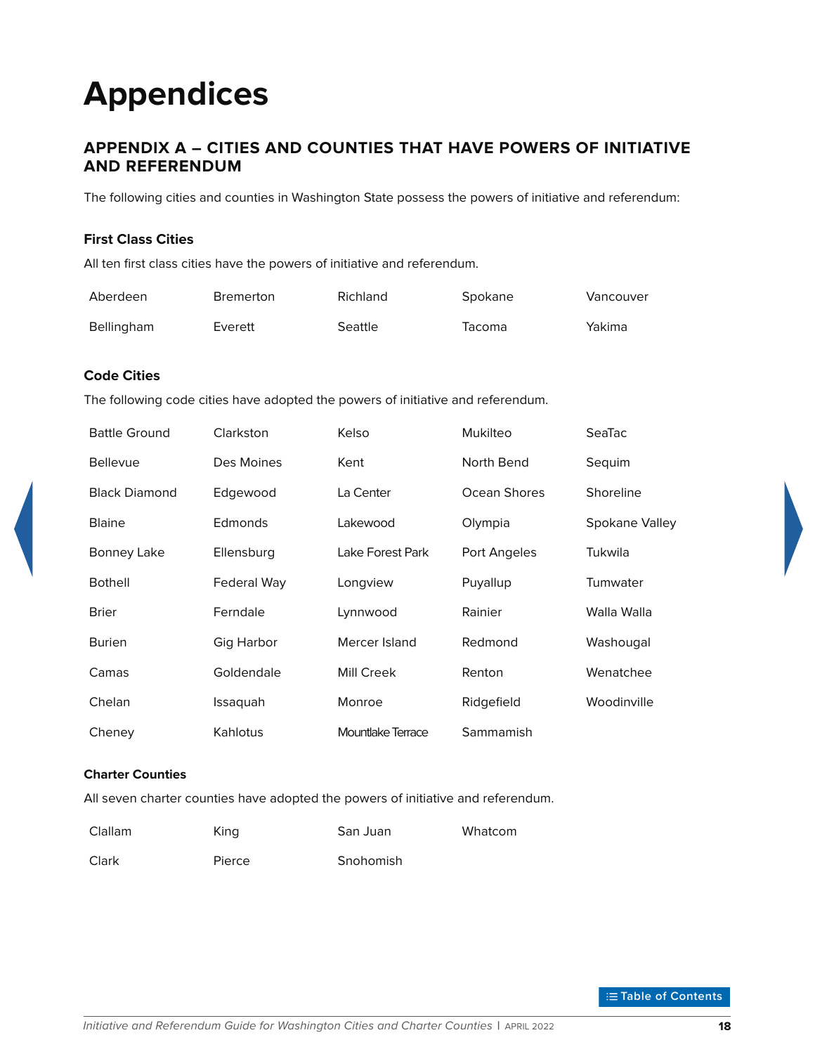# Appendices

## APPENDIX A – CITIES AND COUNTIES THAT HAVE POWERS OF INITIATIVE AND REFERENDUM

The following cities and counties in Washington State possess the powers of initiative and referendum:

### First Class Cities

All ten first class cities have the powers of initiative and referendum.

| | | | | |
|---|---|---|---|---|
| Aberdeen | Bremerton | Richland | Spokane | Vancouver |
| Bellingham | Everett | Seattle | Tacoma | Yakima |

### Code Cities

The following code cities have adopted the powers of initiative and referendum.

| | | | | |
|---|---|---|---|---|
| Battle Ground | Clarkston | Kelso | Mukilteo | SeaTac |
| Bellevue | Des Moines | Kent | North Bend | Sequim |
| Black Diamond | Edgewood | La Center | Ocean Shores | Shoreline |
| Blaine | Edmonds | Lakewood | Olympia | Spokane Valley |
| Bonney Lake | Ellensburg | Lake Forest Park | Port Angeles | Tukwila |
| Bothell | Federal Way | Longview | Puyallup | Tumwater |
| Brier | Ferndale | Lynnwood | Rainier | Walla Walla |
| Burien | Gig Harbor | Mercer Island | Redmond | Washougal |
| Camas | Goldendale | Mill Creek | Renton | Wenatchee |
| Chelan | Issaquah | Monroe | Ridgefield | Woodinville |
| Cheney | Kahlotus | Mountlake Terrace | Sammamish | |

### Charter Counties

All seven charter counties have adopted the powers of initiative and referendum.

| | | | |
|---|---|---|---|
| Clallam | King | San Juan | Whatcom |
| Clark | Pierce | Snohomish | |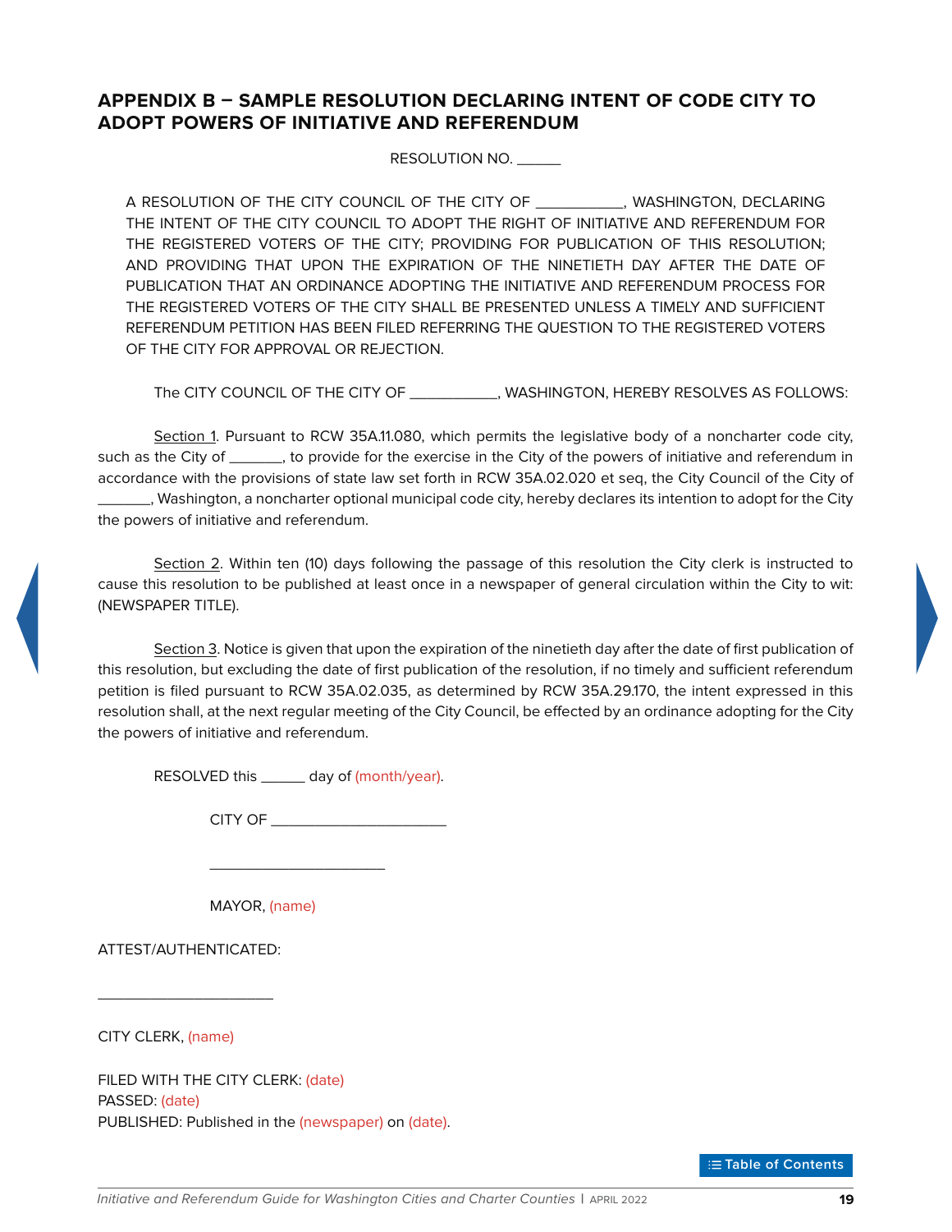## APPENDIX B – SAMPLE RESOLUTION DECLARING INTENT OF CODE CITY TO ADOPT POWERS OF INITIATIVE AND REFERENDUM

RESOLUTION NO. ______

A RESOLUTION OF THE CITY COUNCIL OF THE CITY OF ___________, WASHINGTON, DECLARING THE INTENT OF THE CITY COUNCIL TO ADOPT THE RIGHT OF INITIATIVE AND REFERENDUM FOR THE REGISTERED VOTERS OF THE CITY; PROVIDING FOR PUBLICATION OF THIS RESOLUTION; AND PROVIDING THAT UPON THE EXPIRATION OF THE NINETIETH DAY AFTER THE DATE OF PUBLICATION THAT AN ORDINANCE ADOPTING THE INITIATIVE AND REFERENDUM PROCESS FOR THE REGISTERED VOTERS OF THE CITY SHALL BE PRESENTED UNLESS A TIMELY AND SUFFICIENT REFERENDUM PETITION HAS BEEN FILED REFERRING THE QUESTION TO THE REGISTERED VOTERS OF THE CITY FOR APPROVAL OR REJECTION.

The CITY COUNCIL OF THE CITY OF ___________, WASHINGTON, HEREBY RESOLVES AS FOLLOWS:

Section 1. Pursuant to RCW 35A.11.080, which permits the legislative body of a noncharter code city, such as the City of _______, to provide for the exercise in the City of the powers of initiative and referendum in accordance with the provisions of state law set forth in RCW 35A.02.020 et seq, the City Council of the City of _______, Washington, a noncharter optional municipal code city, hereby declares its intention to adopt for the City the powers of initiative and referendum.

Section 2. Within ten (10) days following the passage of this resolution the City clerk is instructed to cause this resolution to be published at least once in a newspaper of general circulation within the City to wit: (NEWSPAPER TITLE).

Section 3. Notice is given that upon the expiration of the ninetieth day after the date of first publication of this resolution, but excluding the date of first publication of the resolution, if no timely and sufficient referendum petition is filed pursuant to RCW 35A.02.035, as determined by RCW 35A.29.170, the intent expressed in this resolution shall, at the next regular meeting of the City Council, be effected by an ordinance adopting for the City the powers of initiative and referendum.

RESOLVED this ______ day of (month/year).

CITY OF ______________________

______________________

MAYOR, (name)

ATTEST/AUTHENTICATED:

______________________

CITY CLERK, (name)

FILED WITH THE CITY CLERK: (date)
PASSED: (date)
PUBLISHED: Published in the (newspaper) on (date).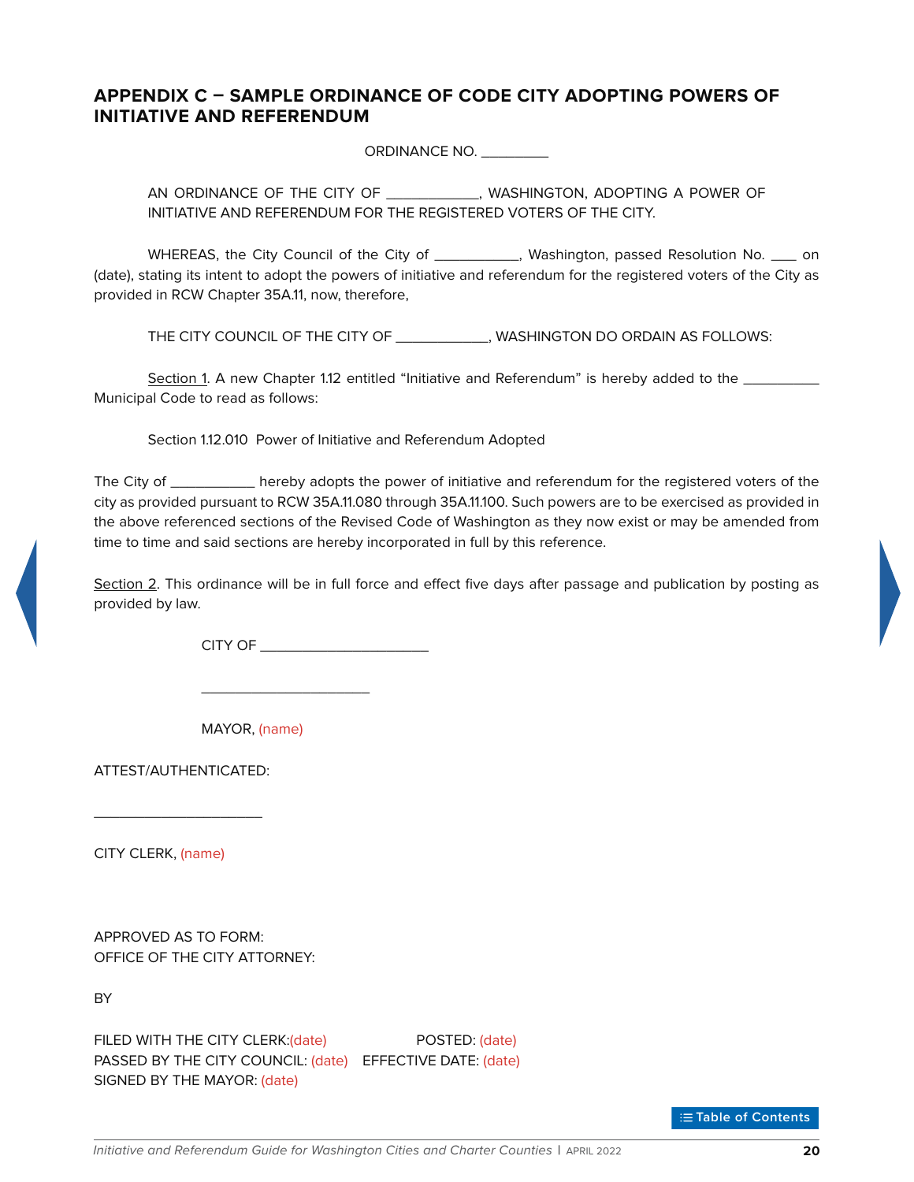## APPENDIX C – SAMPLE ORDINANCE OF CODE CITY ADOPTING POWERS OF INITIATIVE AND REFERENDUM

ORDINANCE NO. _________

AN ORDINANCE OF THE CITY OF ____________, WASHINGTON, ADOPTING A POWER OF INITIATIVE AND REFERENDUM FOR THE REGISTERED VOTERS OF THE CITY.

WHEREAS, the City Council of the City of ___________, Washington, passed Resolution No. ____ on (date), stating its intent to adopt the powers of initiative and referendum for the registered voters of the City as provided in RCW Chapter 35A.11, now, therefore,

THE CITY COUNCIL OF THE CITY OF ____________, WASHINGTON DO ORDAIN AS FOLLOWS:

Section 1. A new Chapter 1.12 entitled "Initiative and Referendum" is hereby added to the __________ Municipal Code to read as follows:

Section 1.12.010 Power of Initiative and Referendum Adopted

The City of ___________ hereby adopts the power of initiative and referendum for the registered voters of the city as provided pursuant to RCW 35A.11.080 through 35A.11.100. Such powers are to be exercised as provided in the above referenced sections of the Revised Code of Washington as they now exist or may be amended from time to time and said sections are hereby incorporated in full by this reference.

Section 2. This ordinance will be in full force and effect five days after passage and publication by posting as provided by law.

CITY OF _____________________

_____________________

MAYOR, (name)

ATTEST/AUTHENTICATED:

_____________________

CITY CLERK, (name)

APPROVED AS TO FORM:
OFFICE OF THE CITY ATTORNEY:

BY

FILED WITH THE CITY CLERK: (date)
POSTED: (date)
PASSED BY THE CITY COUNCIL: (date)
EFFECTIVE DATE: (date)
SIGNED BY THE MAYOR: (date)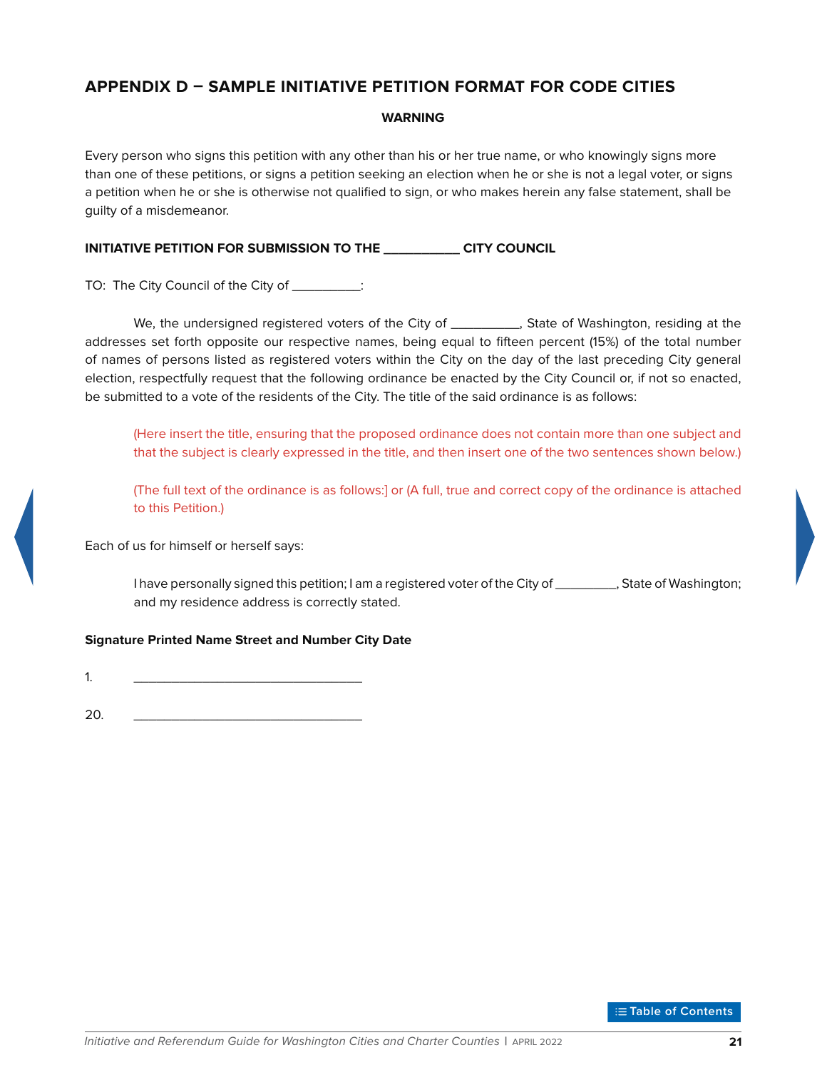## APPENDIX D – SAMPLE INITIATIVE PETITION FORMAT FOR CODE CITIES

**WARNING**

Every person who signs this petition with any other than his or her true name, or who knowingly signs more than one of these petitions, or signs a petition seeking an election when he or she is not a legal voter, or signs a petition when he or she is otherwise not qualified to sign, or who makes herein any false statement, shall be guilty of a misdemeanor.

**INITIATIVE PETITION FOR SUBMISSION TO THE __________ CITY COUNCIL**

TO: The City Council of the City of __________:

We, the undersigned registered voters of the City of __________, State of Washington, residing at the addresses set forth opposite our respective names, being equal to fifteen percent (15%) of the total number of names of persons listed as registered voters within the City on the day of the last preceding City general election, respectfully request that the following ordinance be enacted by the City Council or, if not so enacted, be submitted to a vote of the residents of the City. The title of the said ordinance is as follows:

(Here insert the title, ensuring that the proposed ordinance does not contain more than one subject and that the subject is clearly expressed in the title, and then insert one of the two sentences shown below.)

(The full text of the ordinance is as follows:] or (A full, true and correct copy of the ordinance is attached to this Petition.)

Each of us for himself or herself says:

I have personally signed this petition; I am a registered voter of the City of _________, State of Washington; and my residence address is correctly stated.

**Signature Printed Name Street and Number City Date**

1. ________________________________

20. ________________________________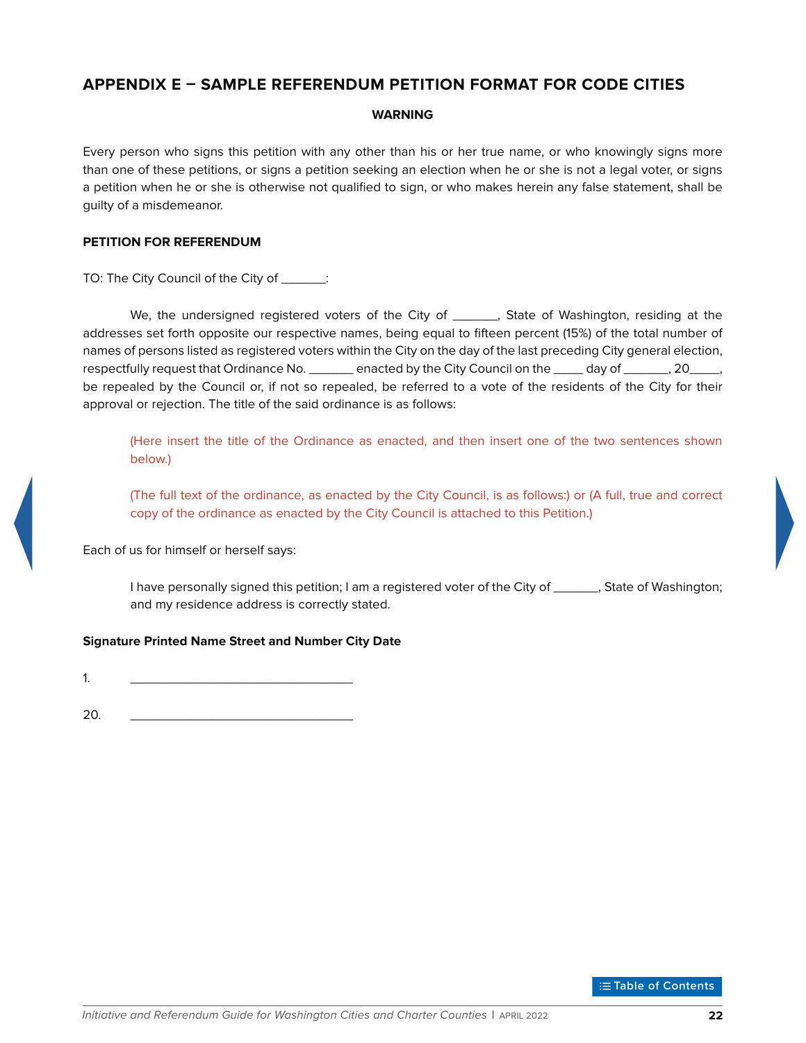## APPENDIX E – SAMPLE REFERENDUM PETITION FORMAT FOR CODE CITIES

**WARNING**

Every person who signs this petition with any other than his or her true name, or who knowingly signs more than one of these petitions, or signs a petition seeking an election when he or she is not a legal voter, or signs a petition when he or she is otherwise not qualified to sign, or who makes herein any false statement, shall be guilty of a misdemeanor.

**PETITION FOR REFERENDUM**

TO: The City Council of the City of _______:

We, the undersigned registered voters of the City of _______, State of Washington, residing at the addresses set forth opposite our respective names, being equal to fifteen percent (15%) of the total number of names of persons listed as registered voters within the City on the day of the last preceding City general election, respectfully request that Ordinance No. _______ enacted by the City Council on the _____ day of _______, 20_____, be repealed by the Council or, if not so repealed, be referred to a vote of the residents of the City for their approval or rejection. The title of the said ordinance is as follows:

> (Here insert the title of the Ordinance as enacted, and then insert one of the two sentences shown below.)
>
> (The full text of the ordinance, as enacted by the City Council, is as follows:) or (A full, true and correct copy of the ordinance as enacted by the City Council is attached to this Petition.)

Each of us for himself or herself says:

> I have personally signed this petition; I am a registered voter of the City of _______, State of Washington; and my residence address is correctly stated.

**Signature Printed Name Street and Number City Date**

1. _________________________________

20. _________________________________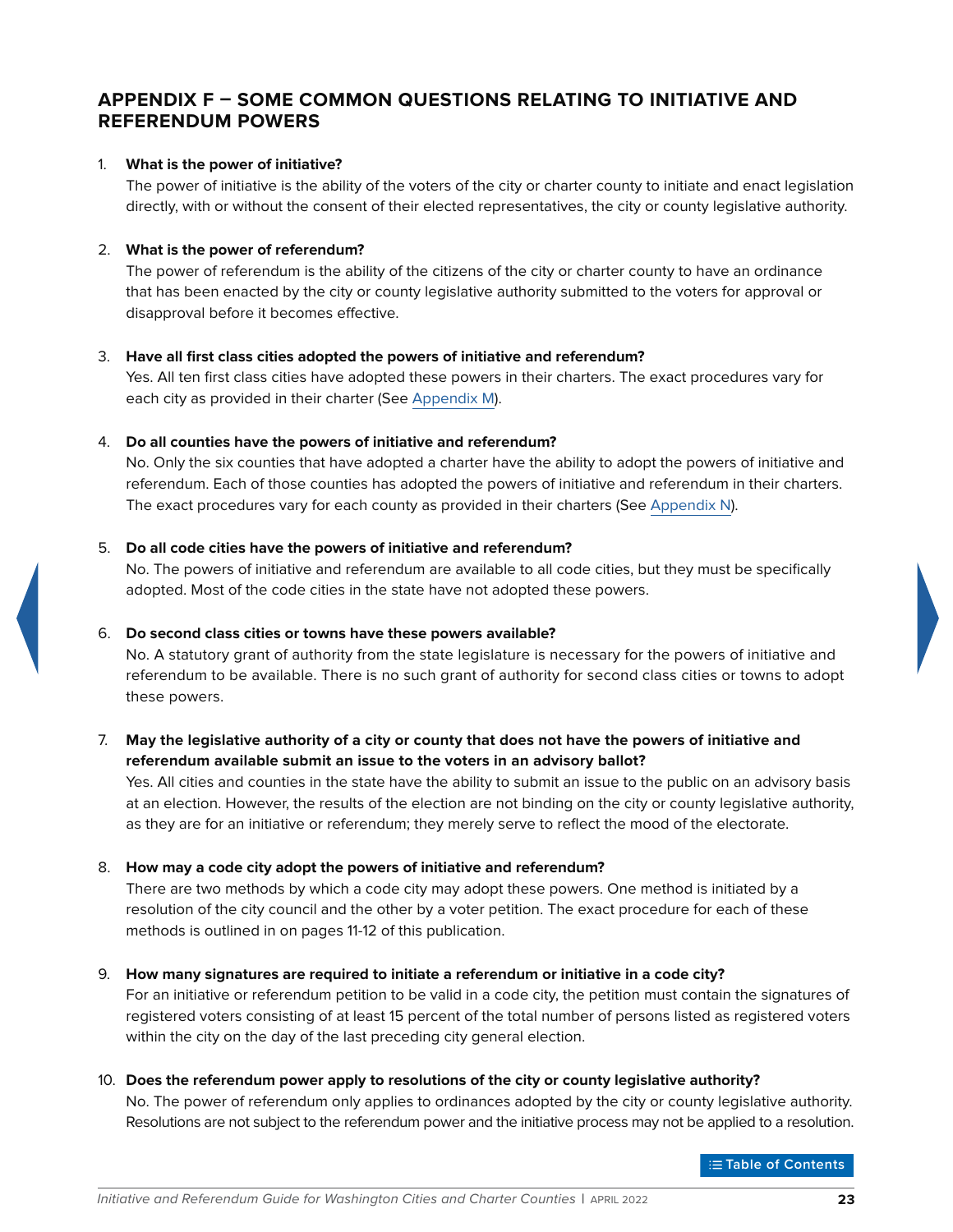## APPENDIX F – SOME COMMON QUESTIONS RELATING TO INITIATIVE AND REFERENDUM POWERS

1. **What is the power of initiative?**
   The power of initiative is the ability of the voters of the city or charter county to initiate and enact legislation directly, with or without the consent of their elected representatives, the city or county legislative authority.

2. **What is the power of referendum?**
   The power of referendum is the ability of the citizens of the city or charter county to have an ordinance that has been enacted by the city or county legislative authority submitted to the voters for approval or disapproval before it becomes effective.

3. **Have all first class cities adopted the powers of initiative and referendum?**
   Yes. All ten first class cities have adopted these powers in their charters. The exact procedures vary for each city as provided in their charter (See Appendix M).

4. **Do all counties have the powers of initiative and referendum?**
   No. Only the six counties that have adopted a charter have the ability to adopt the powers of initiative and referendum. Each of those counties has adopted the powers of initiative and referendum in their charters. The exact procedures vary for each county as provided in their charters (See Appendix N).

5. **Do all code cities have the powers of initiative and referendum?**
   No. The powers of initiative and referendum are available to all code cities, but they must be specifically adopted. Most of the code cities in the state have not adopted these powers.

6. **Do second class cities or towns have these powers available?**
   No. A statutory grant of authority from the state legislature is necessary for the powers of initiative and referendum to be available. There is no such grant of authority for second class cities or towns to adopt these powers.

7. **May the legislative authority of a city or county that does not have the powers of initiative and referendum available submit an issue to the voters in an advisory ballot?**
   Yes. All cities and counties in the state have the ability to submit an issue to the public on an advisory basis at an election. However, the results of the election are not binding on the city or county legislative authority, as they are for an initiative or referendum; they merely serve to reflect the mood of the electorate.

8. **How may a code city adopt the powers of initiative and referendum?**
   There are two methods by which a code city may adopt these powers. One method is initiated by a resolution of the city council and the other by a voter petition. The exact procedure for each of these methods is outlined in on pages 11-12 of this publication.

9. **How many signatures are required to initiate a referendum or initiative in a code city?**
   For an initiative or referendum petition to be valid in a code city, the petition must contain the signatures of registered voters consisting of at least 15 percent of the total number of persons listed as registered voters within the city on the day of the last preceding city general election.

10. **Does the referendum power apply to resolutions of the city or county legislative authority?**
    No. The power of referendum only applies to ordinances adopted by the city or county legislative authority. Resolutions are not subject to the referendum power and the initiative process may not be applied to a resolution.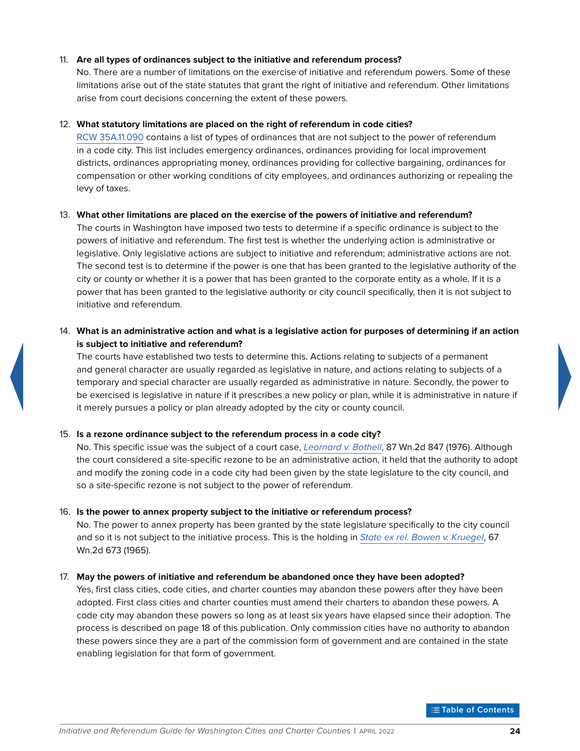11. **Are all types of ordinances subject to the initiative and referendum process?**
    No. There are a number of limitations on the exercise of initiative and referendum powers. Some of these limitations arise out of the state statutes that grant the right of initiative and referendum. Other limitations arise from court decisions concerning the extent of these powers.

12. **What statutory limitations are placed on the right of referendum in code cities?**
    RCW 35A.11.090 contains a list of types of ordinances that are not subject to the power of referendum in a code city. This list includes emergency ordinances, ordinances providing for local improvement districts, ordinances appropriating money, ordinances providing for collective bargaining, ordinances for compensation or other working conditions of city employees, and ordinances authorizing or repealing the levy of taxes.

13. **What other limitations are placed on the exercise of the powers of initiative and referendum?**
    The courts in Washington have imposed two tests to determine if a specific ordinance is subject to the powers of initiative and referendum. The first test is whether the underlying action is administrative or legislative. Only legislative actions are subject to initiative and referendum; administrative actions are not. The second test is to determine if the power is one that has been granted to the legislative authority of the city or county or whether it is a power that has been granted to the corporate entity as a whole. If it is a power that has been granted to the legislative authority or city council specifically, then it is not subject to initiative and referendum.

14. **What is an administrative action and what is a legislative action for purposes of determining if an action is subject to initiative and referendum?**
    The courts have established two tests to determine this. Actions relating to subjects of a permanent and general character are usually regarded as legislative in nature, and actions relating to subjects of a temporary and special character are usually regarded as administrative in nature. Secondly, the power to be exercised is legislative in nature if it prescribes a new policy or plan, while it is administrative in nature if it merely pursues a policy or plan already adopted by the city or county council.

15. **Is a rezone ordinance subject to the referendum process in a code city?**
    No. This specific issue was the subject of a court case, *Leornard v. Bothell*, 87 Wn.2d 847 (1976). Although the court considered a site-specific rezone to be an administrative action, it held that the authority to adopt and modify the zoning code in a code city had been given by the state legislature to the city council, and so a site-specific rezone is not subject to the power of referendum.

16. **Is the power to annex property subject to the initiative or referendum process?**
    No. The power to annex property has been granted by the state legislature specifically to the city council and so it is not subject to the initiative process. This is the holding in *State ex rel. Bowen v. Kruegel*, 67 Wn.2d 673 (1965).

17. **May the powers of initiative and referendum be abandoned once they have been adopted?**
    Yes, first class cities, code cities, and charter counties may abandon these powers after they have been adopted. First class cities and charter counties must amend their charters to abandon these powers. A code city may abandon these powers so long as at least six years have elapsed since their adoption. The process is described on page 18 of this publication. Only commission cities have no authority to abandon these powers since they are a part of the commission form of government and are contained in the state enabling legislation for that form of government.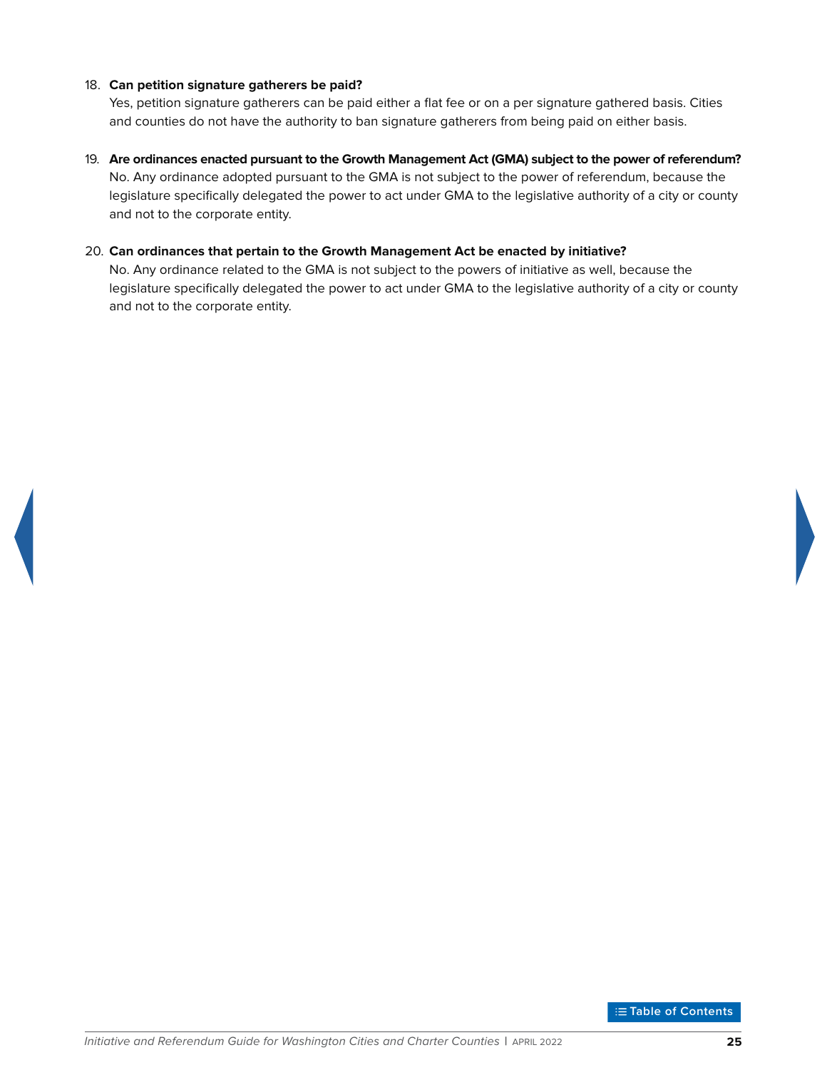18. **Can petition signature gatherers be paid?**
    Yes, petition signature gatherers can be paid either a flat fee or on a per signature gathered basis. Cities and counties do not have the authority to ban signature gatherers from being paid on either basis.

19. **Are ordinances enacted pursuant to the Growth Management Act (GMA) subject to the power of referendum?**
    No. Any ordinance adopted pursuant to the GMA is not subject to the power of referendum, because the legislature specifically delegated the power to act under GMA to the legislative authority of a city or county and not to the corporate entity.

20. **Can ordinances that pertain to the Growth Management Act be enacted by initiative?**
    No. Any ordinance related to the GMA is not subject to the powers of initiative as well, because the legislature specifically delegated the power to act under GMA to the legislative authority of a city or county and not to the corporate entity.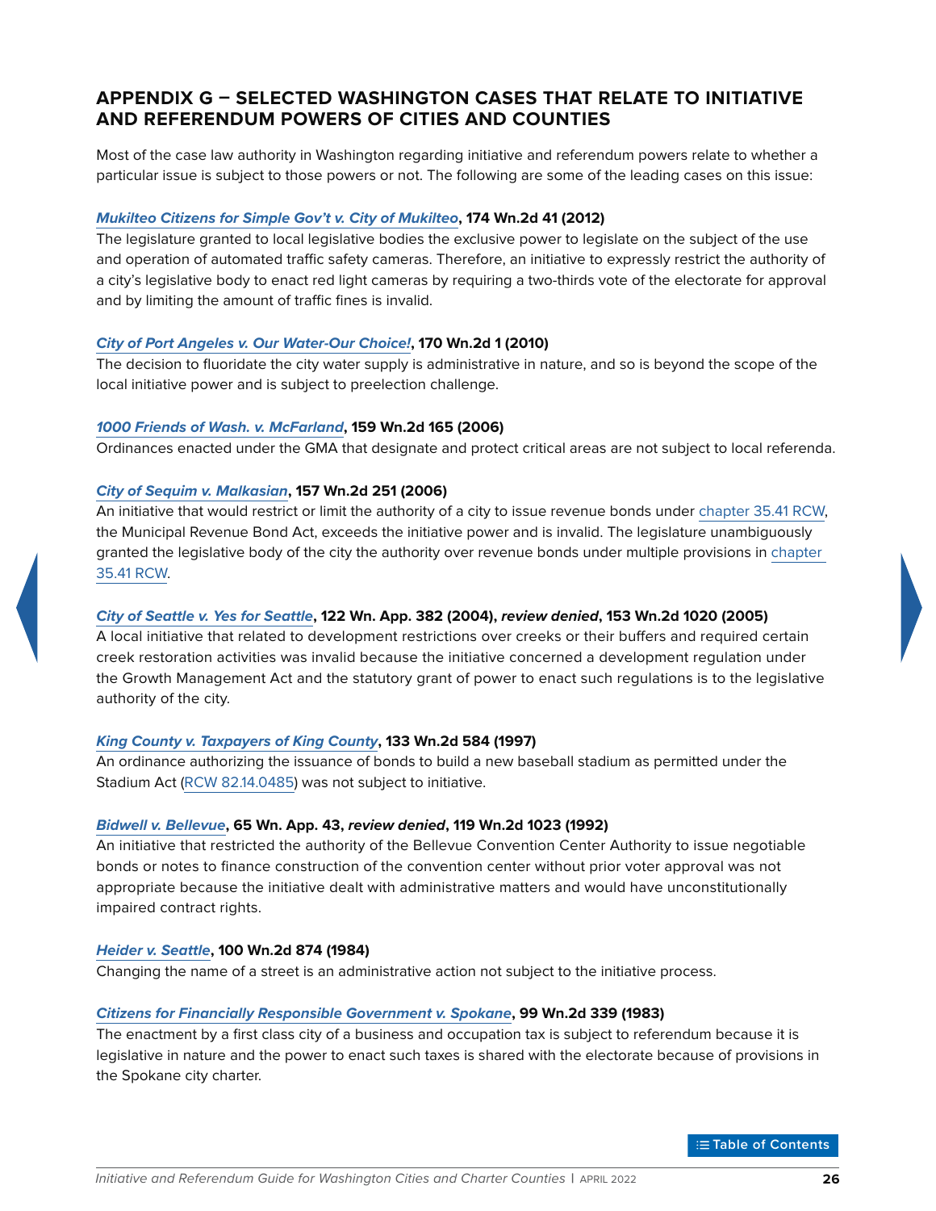## APPENDIX G – SELECTED WASHINGTON CASES THAT RELATE TO INITIATIVE AND REFERENDUM POWERS OF CITIES AND COUNTIES

Most of the case law authority in Washington regarding initiative and referendum powers relate to whether a particular issue is subject to those powers or not. The following are some of the leading cases on this issue:

***Mukilteo Citizens for Simple Gov't v. City of Mukilteo*, 174 Wn.2d 41 (2012)**

The legislature granted to local legislative bodies the exclusive power to legislate on the subject of the use and operation of automated traffic safety cameras. Therefore, an initiative to expressly restrict the authority of a city's legislative body to enact red light cameras by requiring a two-thirds vote of the electorate for approval and by limiting the amount of traffic fines is invalid.

***City of Port Angeles v. Our Water-Our Choice!*, 170 Wn.2d 1 (2010)**

The decision to fluoridate the city water supply is administrative in nature, and so is beyond the scope of the local initiative power and is subject to preelection challenge.

***1000 Friends of Wash. v. McFarland*, 159 Wn.2d 165 (2006)**

Ordinances enacted under the GMA that designate and protect critical areas are not subject to local referenda.

***City of Sequim v. Malkasian*, 157 Wn.2d 251 (2006)**

An initiative that would restrict or limit the authority of a city to issue revenue bonds under chapter 35.41 RCW, the Municipal Revenue Bond Act, exceeds the initiative power and is invalid. The legislature unambiguously granted the legislative body of the city the authority over revenue bonds under multiple provisions in chapter 35.41 RCW.

***City of Seattle v. Yes for Seattle*, 122 Wn. App. 382 (2004), *review denied*, 153 Wn.2d 1020 (2005)**

A local initiative that related to development restrictions over creeks or their buffers and required certain creek restoration activities was invalid because the initiative concerned a development regulation under the Growth Management Act and the statutory grant of power to enact such regulations is to the legislative authority of the city.

***King County v. Taxpayers of King County*, 133 Wn.2d 584 (1997)**

An ordinance authorizing the issuance of bonds to build a new baseball stadium as permitted under the Stadium Act (RCW 82.14.0485) was not subject to initiative.

***Bidwell v. Bellevue*, 65 Wn. App. 43, *review denied*, 119 Wn.2d 1023 (1992)**

An initiative that restricted the authority of the Bellevue Convention Center Authority to issue negotiable bonds or notes to finance construction of the convention center without prior voter approval was not appropriate because the initiative dealt with administrative matters and would have unconstitutionally impaired contract rights.

***Heider v. Seattle*, 100 Wn.2d 874 (1984)**

Changing the name of a street is an administrative action not subject to the initiative process.

***Citizens for Financially Responsible Government v. Spokane*, 99 Wn.2d 339 (1983)**

The enactment by a first class city of a business and occupation tax is subject to referendum because it is legislative in nature and the power to enact such taxes is shared with the electorate because of provisions in the Spokane city charter.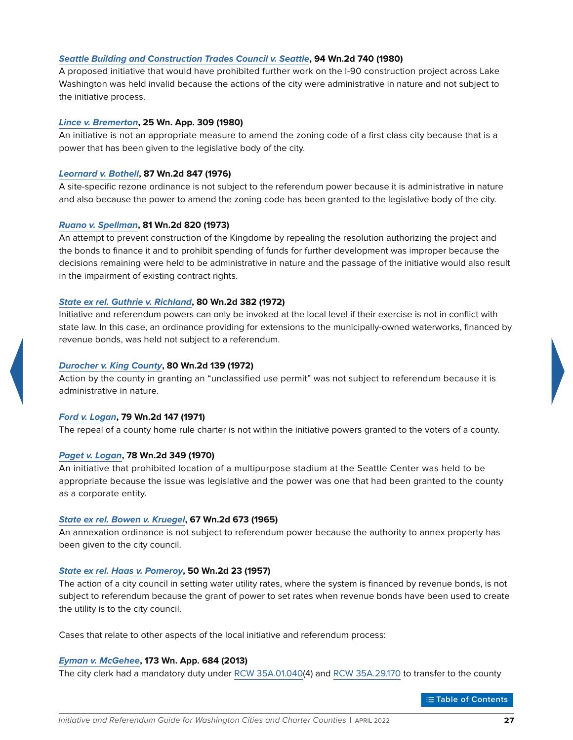***Seattle Building and Construction Trades Council v. Seattle*, 94 Wn.2d 740 (1980)**
A proposed initiative that would have prohibited further work on the I-90 construction project across Lake Washington was held invalid because the actions of the city were administrative in nature and not subject to the initiative process.

***Lince v. Bremerton*, 25 Wn. App. 309 (1980)**
An initiative is not an appropriate measure to amend the zoning code of a first class city because that is a power that has been given to the legislative body of the city.

***Leonard v. Bothell*, 87 Wn.2d 847 (1976)**
A site-specific rezone ordinance is not subject to the referendum power because it is administrative in nature and also because the power to amend the zoning code has been granted to the legislative body of the city.

***Ruano v. Spellman*, 81 Wn.2d 820 (1973)**
An attempt to prevent construction of the Kingdome by repealing the resolution authorizing the project and the bonds to finance it and to prohibit spending of funds for further development was improper because the decisions remaining were held to be administrative in nature and the passage of the initiative would also result in the impairment of existing contract rights.

***State ex rel. Guthrie v. Richland*, 80 Wn.2d 382 (1972)**
Initiative and referendum powers can only be invoked at the local level if their exercise is not in conflict with state law. In this case, an ordinance providing for extensions to the municipally-owned waterworks, financed by revenue bonds, was held not subject to a referendum.

***Durocher v. King County*, 80 Wn.2d 139 (1972)**
Action by the county in granting an "unclassified use permit" was not subject to referendum because it is administrative in nature.

***Ford v. Logan*, 79 Wn.2d 147 (1971)**
The repeal of a county home rule charter is not within the initiative powers granted to the voters of a county.

***Paget v. Logan*, 78 Wn.2d 349 (1970)**
An initiative that prohibited location of a multipurpose stadium at the Seattle Center was held to be appropriate because the issue was legislative and the power was one that had been granted to the county as a corporate entity.

***State ex rel. Bowen v. Kruegel*, 67 Wn.2d 673 (1965)**
An annexation ordinance is not subject to referendum power because the authority to annex property has been given to the city council.

***State ex rel. Haas v. Pomeroy*, 50 Wn.2d 23 (1957)**
The action of a city council in setting water utility rates, where the system is financed by revenue bonds, is not subject to referendum because the grant of power to set rates when revenue bonds have been used to create the utility is to the city council.

Cases that relate to other aspects of the local initiative and referendum process:

***Eyman v. McGehee*, 173 Wn. App. 684 (2013)**
The city clerk had a mandatory duty under RCW 35A.01.040(4) and RCW 35A.29.170 to transfer to the county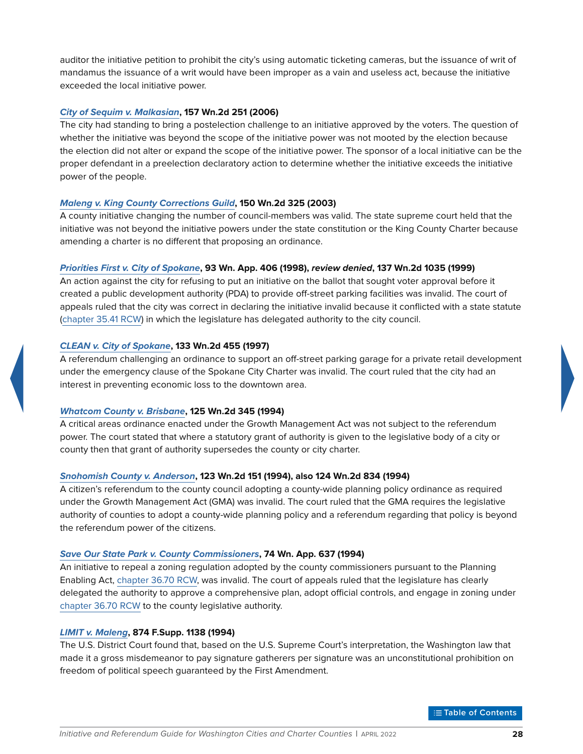auditor the initiative petition to prohibit the city's using automatic ticketing cameras, but the issuance of writ of mandamus the issuance of a writ would have been improper as a vain and useless act, because the initiative exceeded the local initiative power.

***City of Sequim v. Malkasian*, 157 Wn.2d 251 (2006)**

The city had standing to bring a postelection challenge to an initiative approved by the voters. The question of whether the initiative was beyond the scope of the initiative power was not mooted by the election because the election did not alter or expand the scope of the initiative power. The sponsor of a local initiative can be the proper defendant in a preelection declaratory action to determine whether the initiative exceeds the initiative power of the people.

***Maleng v. King County Corrections Guild*, 150 Wn.2d 325 (2003)**

A county initiative changing the number of council-members was valid. The state supreme court held that the initiative was not beyond the initiative powers under the state constitution or the King County Charter because amending a charter is no different that proposing an ordinance.

***Priorities First v. City of Spokane*, 93 Wn. App. 406 (1998), *review denied*, 137 Wn.2d 1035 (1999)**

An action against the city for refusing to put an initiative on the ballot that sought voter approval before it created a public development authority (PDA) to provide off-street parking facilities was invalid. The court of appeals ruled that the city was correct in declaring the initiative invalid because it conflicted with a state statute (chapter 35.41 RCW) in which the legislature has delegated authority to the city council.

***CLEAN v. City of Spokane*, 133 Wn.2d 455 (1997)**

A referendum challenging an ordinance to support an off-street parking garage for a private retail development under the emergency clause of the Spokane City Charter was invalid. The court ruled that the city had an interest in preventing economic loss to the downtown area.

***Whatcom County v. Brisbane*, 125 Wn.2d 345 (1994)**

A critical areas ordinance enacted under the Growth Management Act was not subject to the referendum power. The court stated that where a statutory grant of authority is given to the legislative body of a city or county then that grant of authority supersedes the county or city charter.

***Snohomish County v. Anderson*, 123 Wn.2d 151 (1994), also 124 Wn.2d 834 (1994)**

A citizen's referendum to the county council adopting a county-wide planning policy ordinance as required under the Growth Management Act (GMA) was invalid. The court ruled that the GMA requires the legislative authority of counties to adopt a county-wide planning policy and a referendum regarding that policy is beyond the referendum power of the citizens.

***Save Our State Park v. County Commissioners*, 74 Wn. App. 637 (1994)**

An initiative to repeal a zoning regulation adopted by the county commissioners pursuant to the Planning Enabling Act, chapter 36.70 RCW, was invalid. The court of appeals ruled that the legislature has clearly delegated the authority to approve a comprehensive plan, adopt official controls, and engage in zoning under chapter 36.70 RCW to the county legislative authority.

***LIMIT v. Maleng*, 874 F.Supp. 1138 (1994)**

The U.S. District Court found that, based on the U.S. Supreme Court's interpretation, the Washington law that made it a gross misdemeanor to pay signature gatherers per signature was an unconstitutional prohibition on freedom of political speech guaranteed by the First Amendment.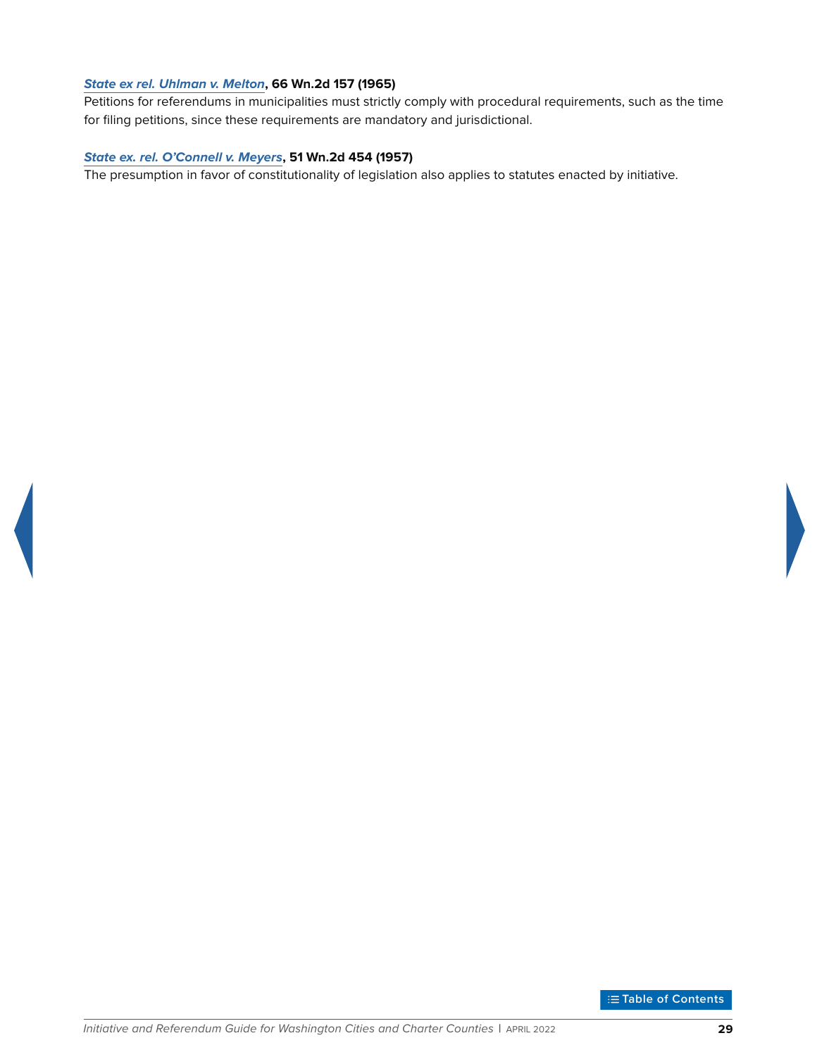***State ex rel. Uhlman v. Melton*, 66 Wn.2d 157 (1965)**

Petitions for referendums in municipalities must strictly comply with procedural requirements, such as the time for filing petitions, since these requirements are mandatory and jurisdictional.

***State ex. rel. O'Connell v. Meyers*, 51 Wn.2d 454 (1957)**

The presumption in favor of constitutionality of legislation also applies to statutes enacted by initiative.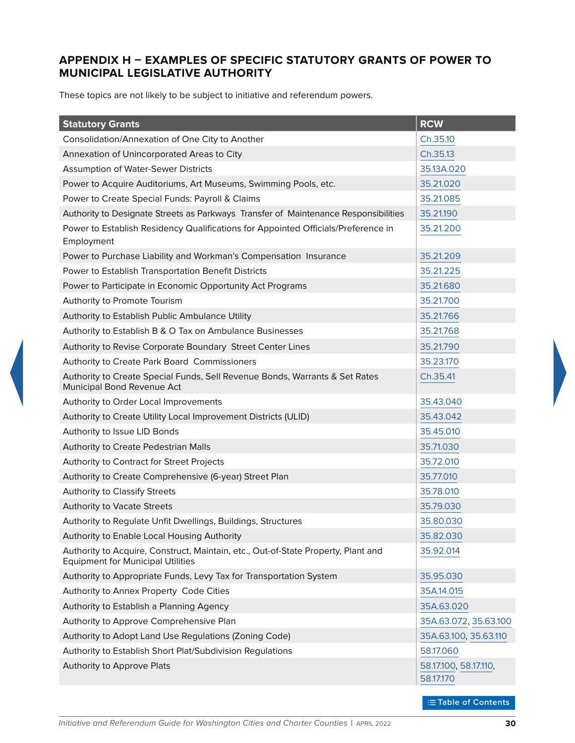## APPENDIX H – EXAMPLES OF SPECIFIC STATUTORY GRANTS OF POWER TO MUNICIPAL LEGISLATIVE AUTHORITY

These topics are not likely to be subject to initiative and referendum powers.

| Statutory Grants | RCW |
|---|---|
| Consolidation/Annexation of One City to Another | Ch.35.10 |
| Annexation of Unincorporated Areas to City | Ch.35.13 |
| Assumption of Water-Sewer Districts | 35.13A.020 |
| Power to Acquire Auditoriums, Art Museums, Swimming Pools, etc. | 35.21.020 |
| Power to Create Special Funds: Payroll & Claims | 35.21.085 |
| Authority to Designate Streets as Parkways Transfer of Maintenance Responsibilities | 35.21.190 |
| Power to Establish Residency Qualifications for Appointed Officials/Preference in Employment | 35.21.200 |
| Power to Purchase Liability and Workman's Compensation Insurance | 35.21.209 |
| Power to Establish Transportation Benefit Districts | 35.21.225 |
| Power to Participate in Economic Opportunity Act Programs | 35.21.680 |
| Authority to Promote Tourism | 35.21.700 |
| Authority to Establish Public Ambulance Utility | 35.21.766 |
| Authority to Establish B & O Tax on Ambulance Businesses | 35.21.768 |
| Authority to Revise Corporate Boundary Street Center Lines | 35.21.790 |
| Authority to Create Park Board Commissioners | 35.23.170 |
| Authority to Create Special Funds, Sell Revenue Bonds, Warrants & Set Rates Municipal Bond Revenue Act | Ch.35.41 |
| Authority to Order Local Improvements | 35.43.040 |
| Authority to Create Utility Local Improvement Districts (ULID) | 35.43.042 |
| Authority to Issue LID Bonds | 35.45.010 |
| Authority to Create Pedestrian Malls | 35.71.030 |
| Authority to Contract for Street Projects | 35.72.010 |
| Authority to Create Comprehensive (6-year) Street Plan | 35.77.010 |
| Authority to Classify Streets | 35.78.010 |
| Authority to Vacate Streets | 35.79.030 |
| Authority to Regulate Unfit Dwellings, Buildings, Structures | 35.80.030 |
| Authority to Enable Local Housing Authority | 35.82.030 |
| Authority to Acquire, Construct, Maintain, etc., Out-of-State Property, Plant and Equipment for Municipal Utilities | 35.92.014 |
| Authority to Appropriate Funds, Levy Tax for Transportation System | 35.95.030 |
| Authority to Annex Property Code Cities | 35A.14.015 |
| Authority to Establish a Planning Agency | 35A.63.020 |
| Authority to Approve Comprehensive Plan | 35A.63.072, 35.63.100 |
| Authority to Adopt Land Use Regulations (Zoning Code) | 35A.63.100, 35.63.110 |
| Authority to Establish Short Plat/Subdivision Regulations | 58.17.060 |
| Authority to Approve Plats | 58.17.100, 58.17.110, 58.17.170 |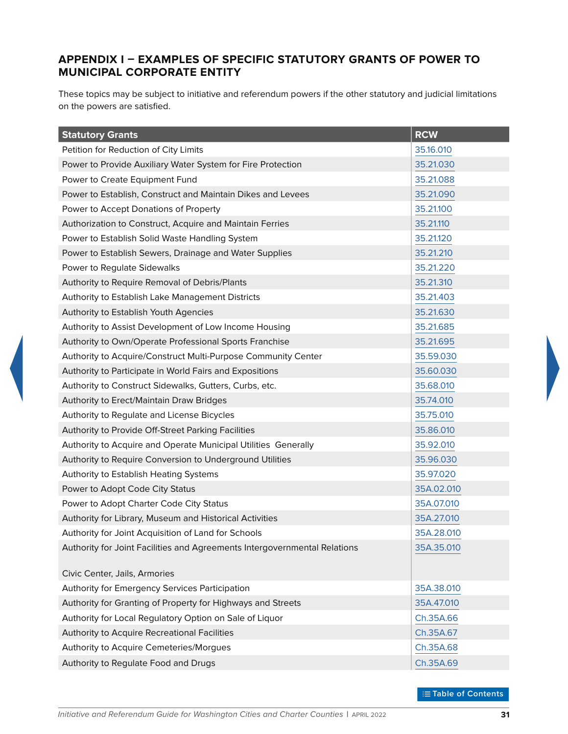## APPENDIX I – EXAMPLES OF SPECIFIC STATUTORY GRANTS OF POWER TO MUNICIPAL CORPORATE ENTITY

These topics may be subject to initiative and referendum powers if the other statutory and judicial limitations on the powers are satisfied.

| Statutory Grants | RCW |
|---|---|
| Petition for Reduction of City Limits | 35.16.010 |
| Power to Provide Auxiliary Water System for Fire Protection | 35.21.030 |
| Power to Create Equipment Fund | 35.21.088 |
| Power to Establish, Construct and Maintain Dikes and Levees | 35.21.090 |
| Power to Accept Donations of Property | 35.21.100 |
| Authorization to Construct, Acquire and Maintain Ferries | 35.21.110 |
| Power to Establish Solid Waste Handling System | 35.21.120 |
| Power to Establish Sewers, Drainage and Water Supplies | 35.21.210 |
| Power to Regulate Sidewalks | 35.21.220 |
| Authority to Require Removal of Debris/Plants | 35.21.310 |
| Authority to Establish Lake Management Districts | 35.21.403 |
| Authority to Establish Youth Agencies | 35.21.630 |
| Authority to Assist Development of Low Income Housing | 35.21.685 |
| Authority to Own/Operate Professional Sports Franchise | 35.21.695 |
| Authority to Acquire/Construct Multi-Purpose Community Center | 35.59.030 |
| Authority to Participate in World Fairs and Expositions | 35.60.030 |
| Authority to Construct Sidewalks, Gutters, Curbs, etc. | 35.68.010 |
| Authority to Erect/Maintain Draw Bridges | 35.74.010 |
| Authority to Regulate and License Bicycles | 35.75.010 |
| Authority to Provide Off-Street Parking Facilities | 35.86.010 |
| Authority to Acquire and Operate Municipal Utilities Generally | 35.92.010 |
| Authority to Require Conversion to Underground Utilities | 35.96.030 |
| Authority to Establish Heating Systems | 35.97.020 |
| Power to Adopt Code City Status | 35A.02.010 |
| Power to Adopt Charter Code City Status | 35A.07.010 |
| Authority for Library, Museum and Historical Activities | 35A.27.010 |
| Authority for Joint Acquisition of Land for Schools | 35A.28.010 |
| Authority for Joint Facilities and Agreements Intergovernmental Relations<br><br>Civic Center, Jails, Armories | 35A.35.010 |
| Authority for Emergency Services Participation | 35A.38.010 |
| Authority for Granting of Property for Highways and Streets | 35A.47.010 |
| Authority for Local Regulatory Option on Sale of Liquor | Ch.35A.66 |
| Authority to Acquire Recreational Facilities | Ch.35A.67 |
| Authority to Acquire Cemeteries/Morgues | Ch.35A.68 |
| Authority to Regulate Food and Drugs | Ch.35A.69 |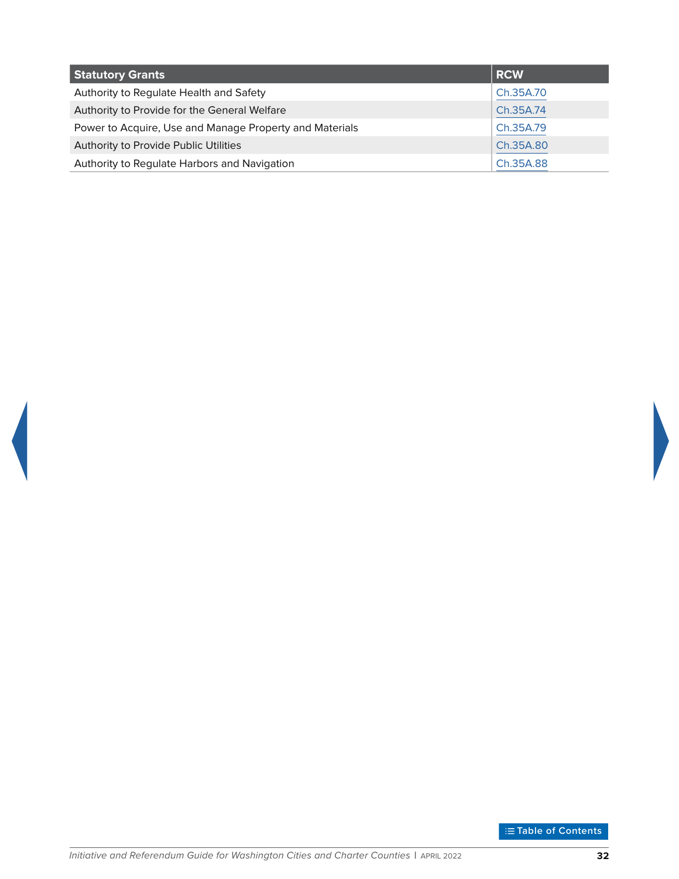| Statutory Grants | RCW |
|---|---|
| Authority to Regulate Health and Safety | Ch.35A.70 |
| Authority to Provide for the General Welfare | Ch.35A.74 |
| Power to Acquire, Use and Manage Property and Materials | Ch.35A.79 |
| Authority to Provide Public Utilities | Ch.35A.80 |
| Authority to Regulate Harbors and Navigation | Ch.35A.88 |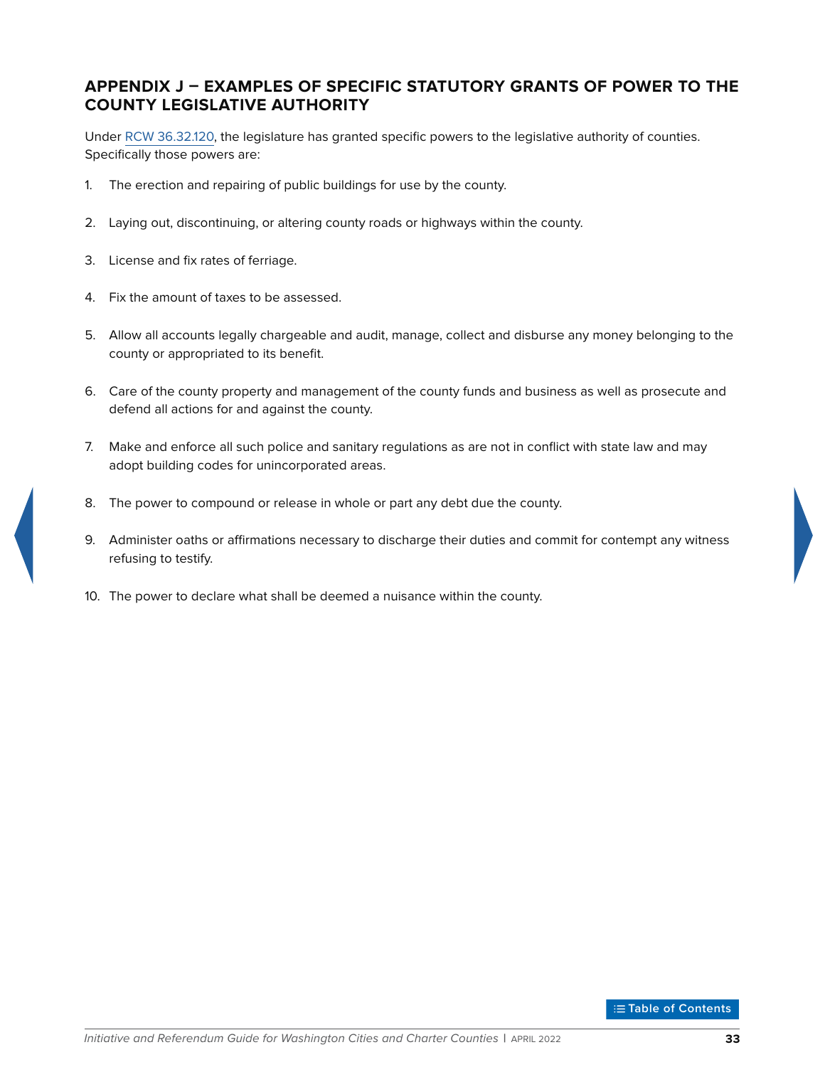## APPENDIX J – EXAMPLES OF SPECIFIC STATUTORY GRANTS OF POWER TO THE COUNTY LEGISLATIVE AUTHORITY

Under RCW 36.32.120, the legislature has granted specific powers to the legislative authority of counties. Specifically those powers are:

1. The erection and repairing of public buildings for use by the county.

2. Laying out, discontinuing, or altering county roads or highways within the county.

3. License and fix rates of ferriage.

4. Fix the amount of taxes to be assessed.

5. Allow all accounts legally chargeable and audit, manage, collect and disburse any money belonging to the county or appropriated to its benefit.

6. Care of the county property and management of the county funds and business as well as prosecute and defend all actions for and against the county.

7. Make and enforce all such police and sanitary regulations as are not in conflict with state law and may adopt building codes for unincorporated areas.

8. The power to compound or release in whole or part any debt due the county.

9. Administer oaths or affirmations necessary to discharge their duties and commit for contempt any witness refusing to testify.

10. The power to declare what shall be deemed a nuisance within the county.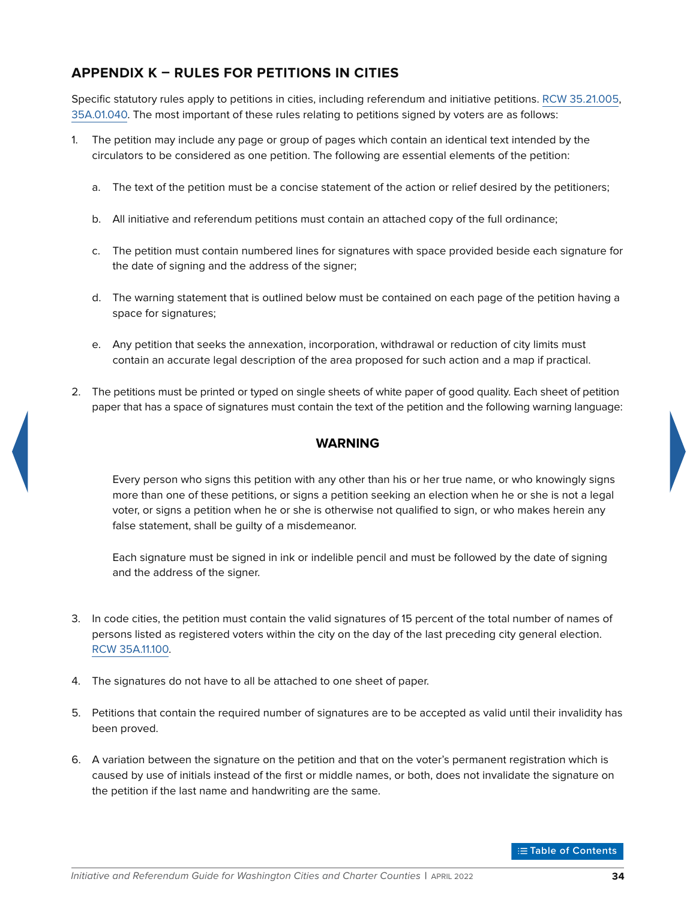## APPENDIX K – RULES FOR PETITIONS IN CITIES

Specific statutory rules apply to petitions in cities, including referendum and initiative petitions. RCW 35.21.005, 35A.01.040. The most important of these rules relating to petitions signed by voters are as follows:

1. The petition may include any page or group of pages which contain an identical text intended by the circulators to be considered as one petition. The following are essential elements of the petition:

   a. The text of the petition must be a concise statement of the action or relief desired by the petitioners;

   b. All initiative and referendum petitions must contain an attached copy of the full ordinance;

   c. The petition must contain numbered lines for signatures with space provided beside each signature for the date of signing and the address of the signer;

   d. The warning statement that is outlined below must be contained on each page of the petition having a space for signatures;

   e. Any petition that seeks the annexation, incorporation, withdrawal or reduction of city limits must contain an accurate legal description of the area proposed for such action and a map if practical.

2. The petitions must be printed or typed on single sheets of white paper of good quality. Each sheet of petition paper that has a space of signatures must contain the text of the petition and the following warning language:

   **WARNING**

   Every person who signs this petition with any other than his or her true name, or who knowingly signs more than one of these petitions, or signs a petition seeking an election when he or she is not a legal voter, or signs a petition when he or she is otherwise not qualified to sign, or who makes herein any false statement, shall be guilty of a misdemeanor.

   Each signature must be signed in ink or indelible pencil and must be followed by the date of signing and the address of the signer.

3. In code cities, the petition must contain the valid signatures of 15 percent of the total number of names of persons listed as registered voters within the city on the day of the last preceding city general election. RCW 35A.11.100.

4. The signatures do not have to all be attached to one sheet of paper.

5. Petitions that contain the required number of signatures are to be accepted as valid until their invalidity has been proved.

6. A variation between the signature on the petition and that on the voter's permanent registration which is caused by use of initials instead of the first or middle names, or both, does not invalidate the signature on the petition if the last name and handwriting are the same.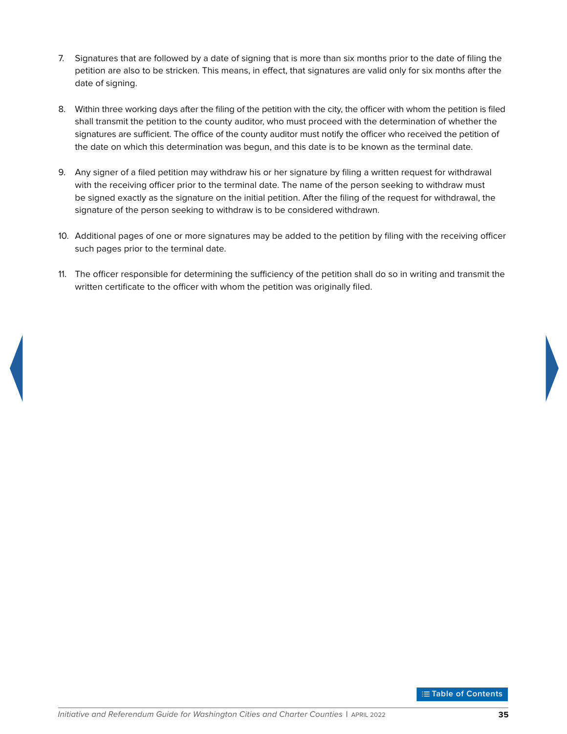7. Signatures that are followed by a date of signing that is more than six months prior to the date of filing the petition are also to be stricken. This means, in effect, that signatures are valid only for six months after the date of signing.

8. Within three working days after the filing of the petition with the city, the officer with whom the petition is filed shall transmit the petition to the county auditor, who must proceed with the determination of whether the signatures are sufficient. The office of the county auditor must notify the officer who received the petition of the date on which this determination was begun, and this date is to be known as the terminal date.

9. Any signer of a filed petition may withdraw his or her signature by filing a written request for withdrawal with the receiving officer prior to the terminal date. The name of the person seeking to withdraw must be signed exactly as the signature on the initial petition. After the filing of the request for withdrawal, the signature of the person seeking to withdraw is to be considered withdrawn.

10. Additional pages of one or more signatures may be added to the petition by filing with the receiving officer such pages prior to the terminal date.

11. The officer responsible for determining the sufficiency of the petition shall do so in writing and transmit the written certificate to the officer with whom the petition was originally filed.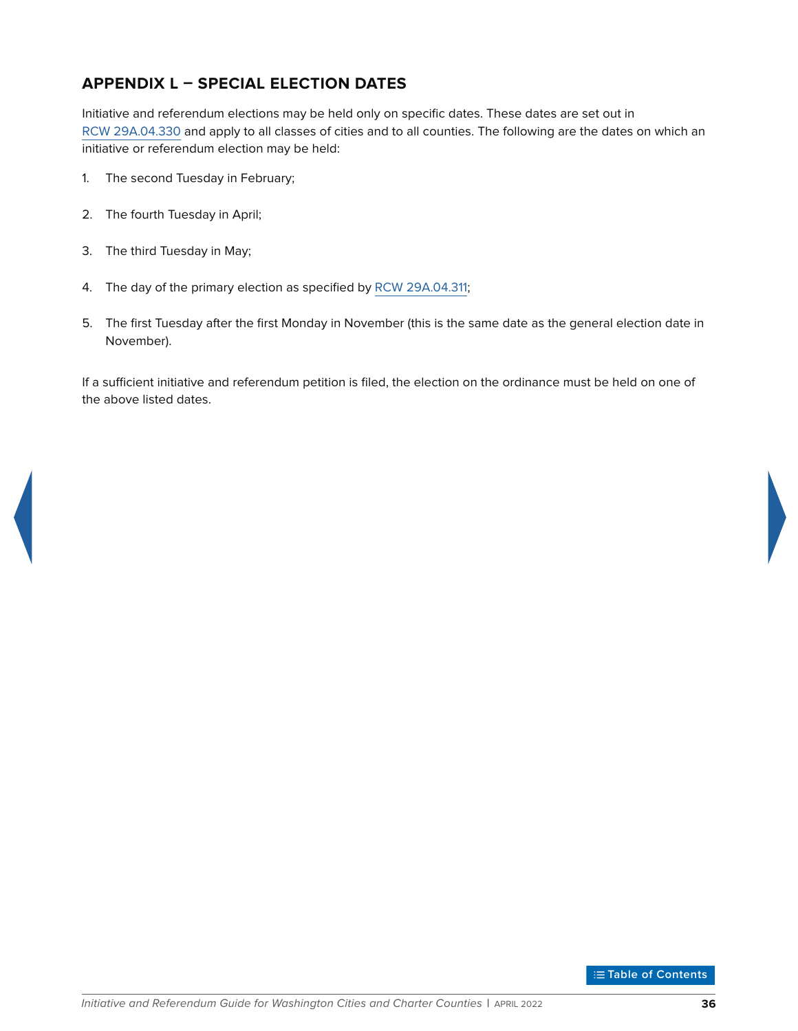## APPENDIX L – SPECIAL ELECTION DATES

Initiative and referendum elections may be held only on specific dates. These dates are set out in RCW 29A.04.330 and apply to all classes of cities and to all counties. The following are the dates on which an initiative or referendum election may be held:

1. The second Tuesday in February;
2. The fourth Tuesday in April;
3. The third Tuesday in May;
4. The day of the primary election as specified by RCW 29A.04.311;
5. The first Tuesday after the first Monday in November (this is the same date as the general election date in November).

If a sufficient initiative and referendum petition is filed, the election on the ordinance must be held on one of the above listed dates.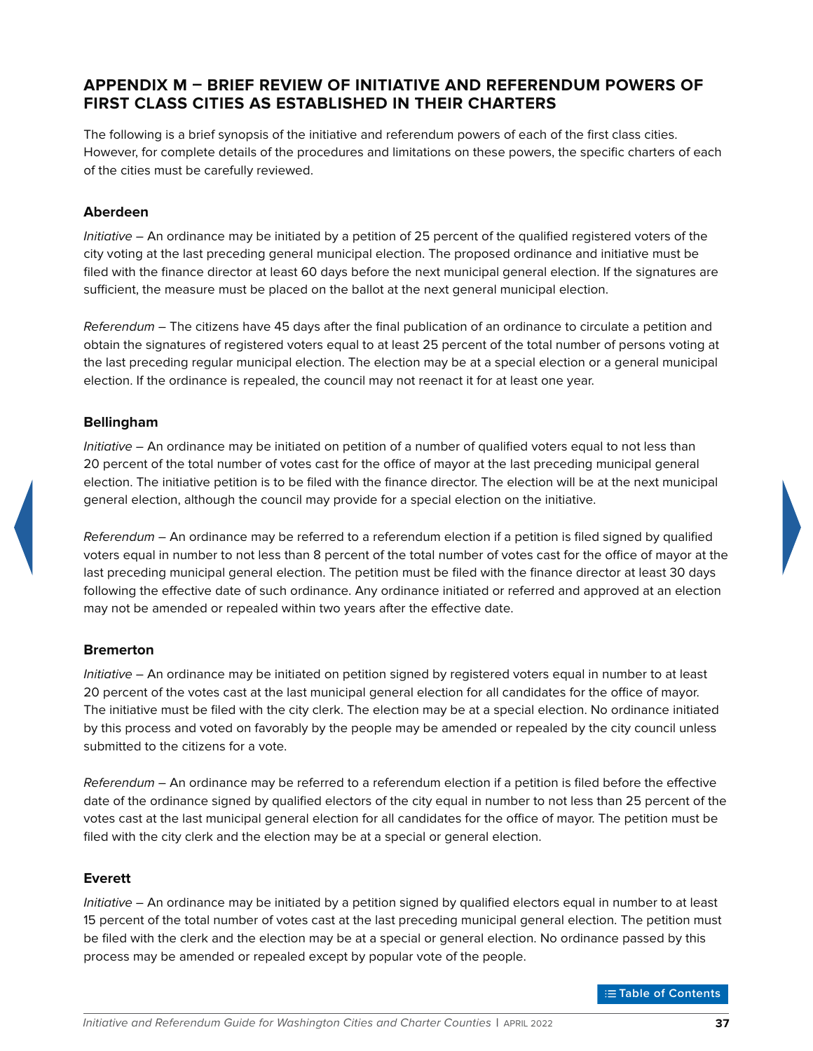## APPENDIX M – BRIEF REVIEW OF INITIATIVE AND REFERENDUM POWERS OF FIRST CLASS CITIES AS ESTABLISHED IN THEIR CHARTERS

The following is a brief synopsis of the initiative and referendum powers of each of the first class cities. However, for complete details of the procedures and limitations on these powers, the specific charters of each of the cities must be carefully reviewed.

### Aberdeen

*Initiative* – An ordinance may be initiated by a petition of 25 percent of the qualified registered voters of the city voting at the last preceding general municipal election. The proposed ordinance and initiative must be filed with the finance director at least 60 days before the next municipal general election. If the signatures are sufficient, the measure must be placed on the ballot at the next general municipal election.

*Referendum* – The citizens have 45 days after the final publication of an ordinance to circulate a petition and obtain the signatures of registered voters equal to at least 25 percent of the total number of persons voting at the last preceding regular municipal election. The election may be at a special election or a general municipal election. If the ordinance is repealed, the council may not reenact it for at least one year.

### Bellingham

*Initiative* – An ordinance may be initiated on petition of a number of qualified voters equal to not less than 20 percent of the total number of votes cast for the office of mayor at the last preceding municipal general election. The initiative petition is to be filed with the finance director. The election will be at the next municipal general election, although the council may provide for a special election on the initiative.

*Referendum* – An ordinance may be referred to a referendum election if a petition is filed signed by qualified voters equal in number to not less than 8 percent of the total number of votes cast for the office of mayor at the last preceding municipal general election. The petition must be filed with the finance director at least 30 days following the effective date of such ordinance. Any ordinance initiated or referred and approved at an election may not be amended or repealed within two years after the effective date.

### Bremerton

*Initiative* – An ordinance may be initiated on petition signed by registered voters equal in number to at least 20 percent of the votes cast at the last municipal general election for all candidates for the office of mayor. The initiative must be filed with the city clerk. The election may be at a special election. No ordinance initiated by this process and voted on favorably by the people may be amended or repealed by the city council unless submitted to the citizens for a vote.

*Referendum* – An ordinance may be referred to a referendum election if a petition is filed before the effective date of the ordinance signed by qualified electors of the city equal in number to not less than 25 percent of the votes cast at the last municipal general election for all candidates for the office of mayor. The petition must be filed with the city clerk and the election may be at a special or general election.

### Everett

*Initiative* – An ordinance may be initiated by a petition signed by qualified electors equal in number to at least 15 percent of the total number of votes cast at the last preceding municipal general election. The petition must be filed with the clerk and the election may be at a special or general election. No ordinance passed by this process may be amended or repealed except by popular vote of the people.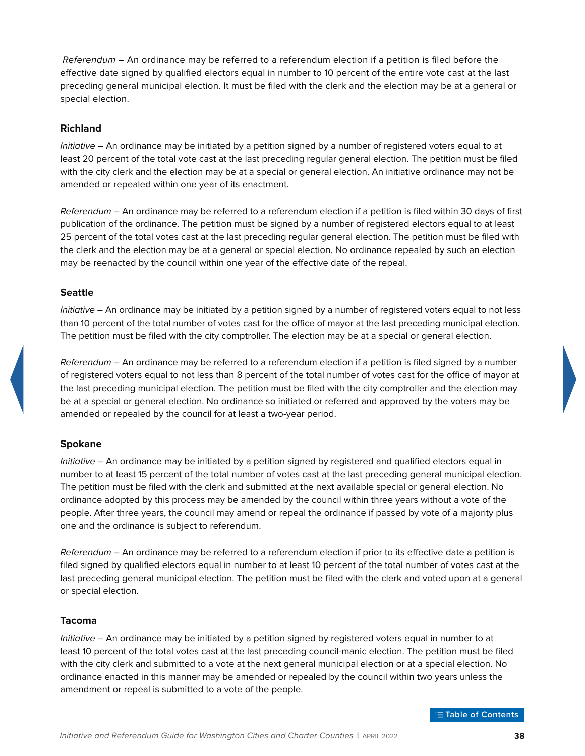*Referendum* – An ordinance may be referred to a referendum election if a petition is filed before the effective date signed by qualified electors equal in number to 10 percent of the entire vote cast at the last preceding general municipal election. It must be filed with the clerk and the election may be at a general or special election.

### Richland

*Initiative* – An ordinance may be initiated by a petition signed by a number of registered voters equal to at least 20 percent of the total vote cast at the last preceding regular general election. The petition must be filed with the city clerk and the election may be at a special or general election. An initiative ordinance may not be amended or repealed within one year of its enactment.

*Referendum* – An ordinance may be referred to a referendum election if a petition is filed within 30 days of first publication of the ordinance. The petition must be signed by a number of registered electors equal to at least 25 percent of the total votes cast at the last preceding regular general election. The petition must be filed with the clerk and the election may be at a general or special election. No ordinance repealed by such an election may be reenacted by the council within one year of the effective date of the repeal.

### Seattle

*Initiative* – An ordinance may be initiated by a petition signed by a number of registered voters equal to not less than 10 percent of the total number of votes cast for the office of mayor at the last preceding municipal election. The petition must be filed with the city comptroller. The election may be at a special or general election.

*Referendum* – An ordinance may be referred to a referendum election if a petition is filed signed by a number of registered voters equal to not less than 8 percent of the total number of votes cast for the office of mayor at the last preceding municipal election. The petition must be filed with the city comptroller and the election may be at a special or general election. No ordinance so initiated or referred and approved by the voters may be amended or repealed by the council for at least a two-year period.

### Spokane

*Initiative* – An ordinance may be initiated by a petition signed by registered and qualified electors equal in number to at least 15 percent of the total number of votes cast at the last preceding general municipal election. The petition must be filed with the clerk and submitted at the next available special or general election. No ordinance adopted by this process may be amended by the council within three years without a vote of the people. After three years, the council may amend or repeal the ordinance if passed by vote of a majority plus one and the ordinance is subject to referendum.

*Referendum* – An ordinance may be referred to a referendum election if prior to its effective date a petition is filed signed by qualified electors equal in number to at least 10 percent of the total number of votes cast at the last preceding general municipal election. The petition must be filed with the clerk and voted upon at a general or special election.

### Tacoma

*Initiative* – An ordinance may be initiated by a petition signed by registered voters equal in number to at least 10 percent of the total votes cast at the last preceding council-manic election. The petition must be filed with the city clerk and submitted to a vote at the next general municipal election or at a special election. No ordinance enacted in this manner may be amended or repealed by the council within two years unless the amendment or repeal is submitted to a vote of the people.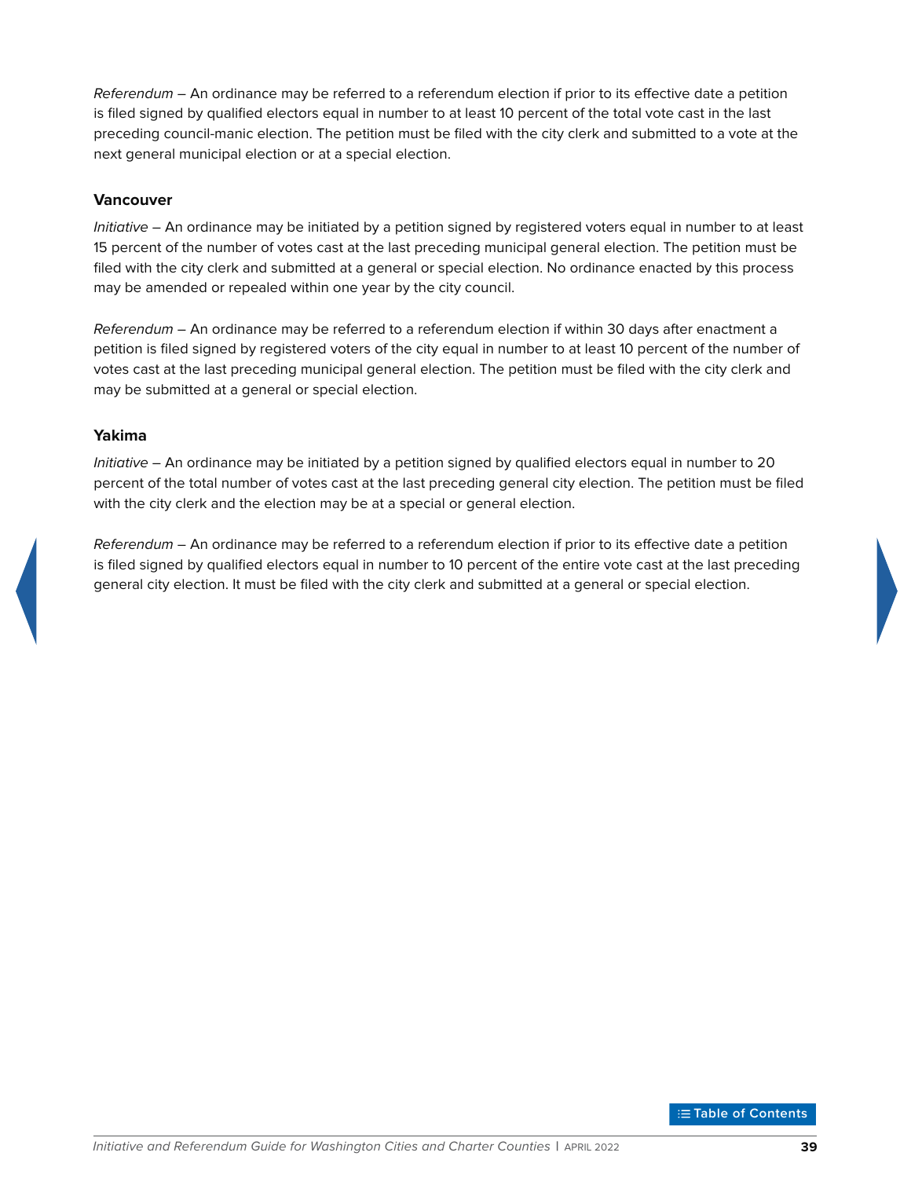*Referendum* – An ordinance may be referred to a referendum election if prior to its effective date a petition is filed signed by qualified electors equal in number to at least 10 percent of the total vote cast in the last preceding council-manic election. The petition must be filed with the city clerk and submitted to a vote at the next general municipal election or at a special election.

### Vancouver

*Initiative* – An ordinance may be initiated by a petition signed by registered voters equal in number to at least 15 percent of the number of votes cast at the last preceding municipal general election. The petition must be filed with the city clerk and submitted at a general or special election. No ordinance enacted by this process may be amended or repealed within one year by the city council.

*Referendum* – An ordinance may be referred to a referendum election if within 30 days after enactment a petition is filed signed by registered voters of the city equal in number to at least 10 percent of the number of votes cast at the last preceding municipal general election. The petition must be filed with the city clerk and may be submitted at a general or special election.

### Yakima

*Initiative* – An ordinance may be initiated by a petition signed by qualified electors equal in number to 20 percent of the total number of votes cast at the last preceding general city election. The petition must be filed with the city clerk and the election may be at a special or general election.

*Referendum* – An ordinance may be referred to a referendum election if prior to its effective date a petition is filed signed by qualified electors equal in number to 10 percent of the entire vote cast at the last preceding general city election. It must be filed with the city clerk and submitted at a general or special election.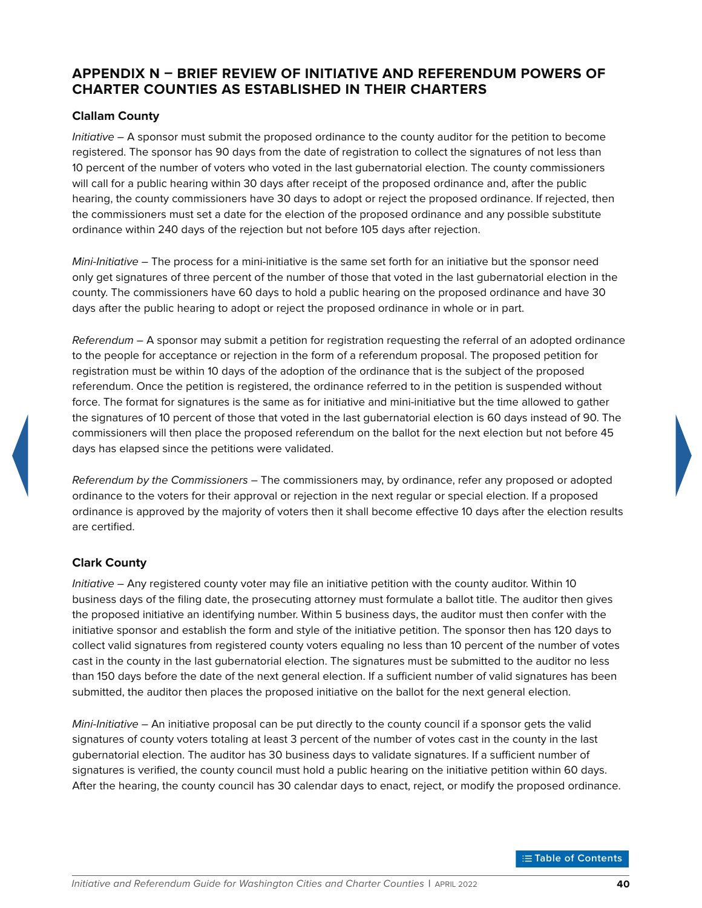## APPENDIX N – BRIEF REVIEW OF INITIATIVE AND REFERENDUM POWERS OF CHARTER COUNTIES AS ESTABLISHED IN THEIR CHARTERS

### Clallam County

*Initiative* – A sponsor must submit the proposed ordinance to the county auditor for the petition to become registered. The sponsor has 90 days from the date of registration to collect the signatures of not less than 10 percent of the number of voters who voted in the last gubernatorial election. The county commissioners will call for a public hearing within 30 days after receipt of the proposed ordinance and, after the public hearing, the county commissioners have 30 days to adopt or reject the proposed ordinance. If rejected, then the commissioners must set a date for the election of the proposed ordinance and any possible substitute ordinance within 240 days of the rejection but not before 105 days after rejection.

*Mini-Initiative* – The process for a mini-initiative is the same set forth for an initiative but the sponsor need only get signatures of three percent of the number of those that voted in the last gubernatorial election in the county. The commissioners have 60 days to hold a public hearing on the proposed ordinance and have 30 days after the public hearing to adopt or reject the proposed ordinance in whole or in part.

*Referendum* – A sponsor may submit a petition for registration requesting the referral of an adopted ordinance to the people for acceptance or rejection in the form of a referendum proposal. The proposed petition for registration must be within 10 days of the adoption of the ordinance that is the subject of the proposed referendum. Once the petition is registered, the ordinance referred to in the petition is suspended without force. The format for signatures is the same as for initiative and mini-initiative but the time allowed to gather the signatures of 10 percent of those that voted in the last gubernatorial election is 60 days instead of 90. The commissioners will then place the proposed referendum on the ballot for the next election but not before 45 days has elapsed since the petitions were validated.

*Referendum by the Commissioners* – The commissioners may, by ordinance, refer any proposed or adopted ordinance to the voters for their approval or rejection in the next regular or special election. If a proposed ordinance is approved by the majority of voters then it shall become effective 10 days after the election results are certified.

### Clark County

*Initiative* – Any registered county voter may file an initiative petition with the county auditor. Within 10 business days of the filing date, the prosecuting attorney must formulate a ballot title. The auditor then gives the proposed initiative an identifying number. Within 5 business days, the auditor must then confer with the initiative sponsor and establish the form and style of the initiative petition. The sponsor then has 120 days to collect valid signatures from registered county voters equaling no less than 10 percent of the number of votes cast in the county in the last gubernatorial election. The signatures must be submitted to the auditor no less than 150 days before the date of the next general election. If a sufficient number of valid signatures has been submitted, the auditor then places the proposed initiative on the ballot for the next general election.

*Mini-Initiative* – An initiative proposal can be put directly to the county council if a sponsor gets the valid signatures of county voters totaling at least 3 percent of the number of votes cast in the county in the last gubernatorial election. The auditor has 30 business days to validate signatures. If a sufficient number of signatures is verified, the county council must hold a public hearing on the initiative petition within 60 days. After the hearing, the county council has 30 calendar days to enact, reject, or modify the proposed ordinance.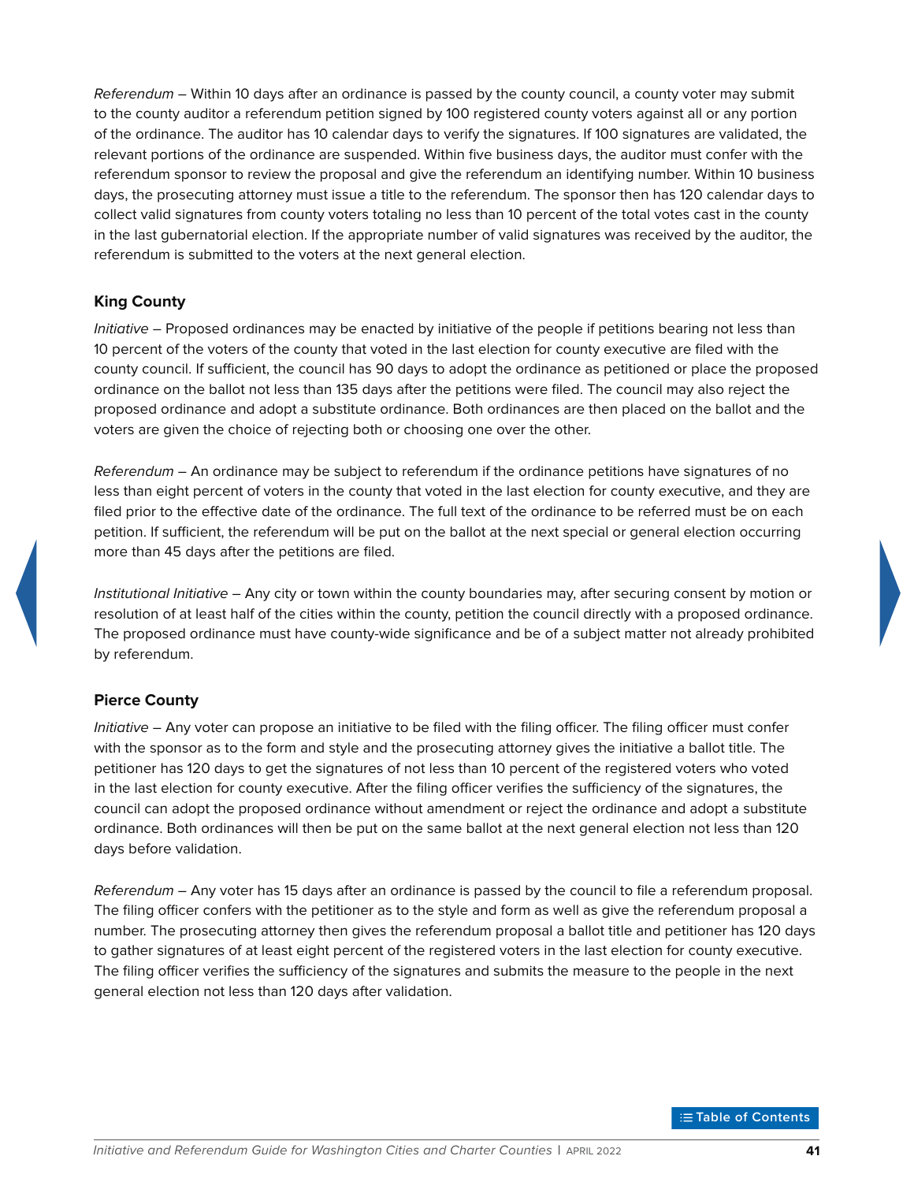*Referendum* – Within 10 days after an ordinance is passed by the county council, a county voter may submit to the county auditor a referendum petition signed by 100 registered county voters against all or any portion of the ordinance. The auditor has 10 calendar days to verify the signatures. If 100 signatures are validated, the relevant portions of the ordinance are suspended. Within five business days, the auditor must confer with the referendum sponsor to review the proposal and give the referendum an identifying number. Within 10 business days, the prosecuting attorney must issue a title to the referendum. The sponsor then has 120 calendar days to collect valid signatures from county voters totaling no less than 10 percent of the total votes cast in the county in the last gubernatorial election. If the appropriate number of valid signatures was received by the auditor, the referendum is submitted to the voters at the next general election.

### King County

*Initiative* – Proposed ordinances may be enacted by initiative of the people if petitions bearing not less than 10 percent of the voters of the county that voted in the last election for county executive are filed with the county council. If sufficient, the council has 90 days to adopt the ordinance as petitioned or place the proposed ordinance on the ballot not less than 135 days after the petitions were filed. The council may also reject the proposed ordinance and adopt a substitute ordinance. Both ordinances are then placed on the ballot and the voters are given the choice of rejecting both or choosing one over the other.

*Referendum* – An ordinance may be subject to referendum if the ordinance petitions have signatures of no less than eight percent of voters in the county that voted in the last election for county executive, and they are filed prior to the effective date of the ordinance. The full text of the ordinance to be referred must be on each petition. If sufficient, the referendum will be put on the ballot at the next special or general election occurring more than 45 days after the petitions are filed.

*Institutional Initiative* – Any city or town within the county boundaries may, after securing consent by motion or resolution of at least half of the cities within the county, petition the council directly with a proposed ordinance. The proposed ordinance must have county-wide significance and be of a subject matter not already prohibited by referendum.

### Pierce County

*Initiative* – Any voter can propose an initiative to be filed with the filing officer. The filing officer must confer with the sponsor as to the form and style and the prosecuting attorney gives the initiative a ballot title. The petitioner has 120 days to get the signatures of not less than 10 percent of the registered voters who voted in the last election for county executive. After the filing officer verifies the sufficiency of the signatures, the council can adopt the proposed ordinance without amendment or reject the ordinance and adopt a substitute ordinance. Both ordinances will then be put on the same ballot at the next general election not less than 120 days before validation.

*Referendum* – Any voter has 15 days after an ordinance is passed by the council to file a referendum proposal. The filing officer confers with the petitioner as to the style and form as well as give the referendum proposal a number. The prosecuting attorney then gives the referendum proposal a ballot title and petitioner has 120 days to gather signatures of at least eight percent of the registered voters in the last election for county executive. The filing officer verifies the sufficiency of the signatures and submits the measure to the people in the next general election not less than 120 days after validation.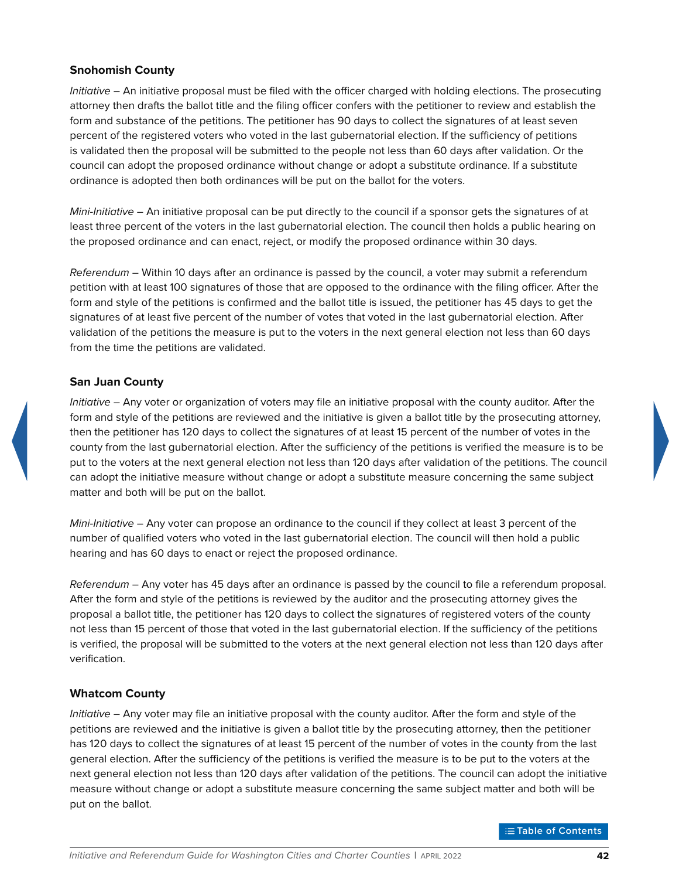### Snohomish County

*Initiative* – An initiative proposal must be filed with the officer charged with holding elections. The prosecuting attorney then drafts the ballot title and the filing officer confers with the petitioner to review and establish the form and substance of the petitions. The petitioner has 90 days to collect the signatures of at least seven percent of the registered voters who voted in the last gubernatorial election. If the sufficiency of petitions is validated then the proposal will be submitted to the people not less than 60 days after validation. Or the council can adopt the proposed ordinance without change or adopt a substitute ordinance. If a substitute ordinance is adopted then both ordinances will be put on the ballot for the voters.

*Mini-Initiative* – An initiative proposal can be put directly to the council if a sponsor gets the signatures of at least three percent of the voters in the last gubernatorial election. The council then holds a public hearing on the proposed ordinance and can enact, reject, or modify the proposed ordinance within 30 days.

*Referendum* – Within 10 days after an ordinance is passed by the council, a voter may submit a referendum petition with at least 100 signatures of those that are opposed to the ordinance with the filing officer. After the form and style of the petitions is confirmed and the ballot title is issued, the petitioner has 45 days to get the signatures of at least five percent of the number of votes that voted in the last gubernatorial election. After validation of the petitions the measure is put to the voters in the next general election not less than 60 days from the time the petitions are validated.

### San Juan County

*Initiative* – Any voter or organization of voters may file an initiative proposal with the county auditor. After the form and style of the petitions are reviewed and the initiative is given a ballot title by the prosecuting attorney, then the petitioner has 120 days to collect the signatures of at least 15 percent of the number of votes in the county from the last gubernatorial election. After the sufficiency of the petitions is verified the measure is to be put to the voters at the next general election not less than 120 days after validation of the petitions. The council can adopt the initiative measure without change or adopt a substitute measure concerning the same subject matter and both will be put on the ballot.

*Mini-Initiative* – Any voter can propose an ordinance to the council if they collect at least 3 percent of the number of qualified voters who voted in the last gubernatorial election. The council will then hold a public hearing and has 60 days to enact or reject the proposed ordinance.

*Referendum* – Any voter has 45 days after an ordinance is passed by the council to file a referendum proposal. After the form and style of the petitions is reviewed by the auditor and the prosecuting attorney gives the proposal a ballot title, the petitioner has 120 days to collect the signatures of registered voters of the county not less than 15 percent of those that voted in the last gubernatorial election. If the sufficiency of the petitions is verified, the proposal will be submitted to the voters at the next general election not less than 120 days after verification.

### Whatcom County

*Initiative* – Any voter may file an initiative proposal with the county auditor. After the form and style of the petitions are reviewed and the initiative is given a ballot title by the prosecuting attorney, then the petitioner has 120 days to collect the signatures of at least 15 percent of the number of votes in the county from the last general election. After the sufficiency of the petitions is verified the measure is to be put to the voters at the next general election not less than 120 days after validation of the petitions. The council can adopt the initiative measure without change or adopt a substitute measure concerning the same subject matter and both will be put on the ballot.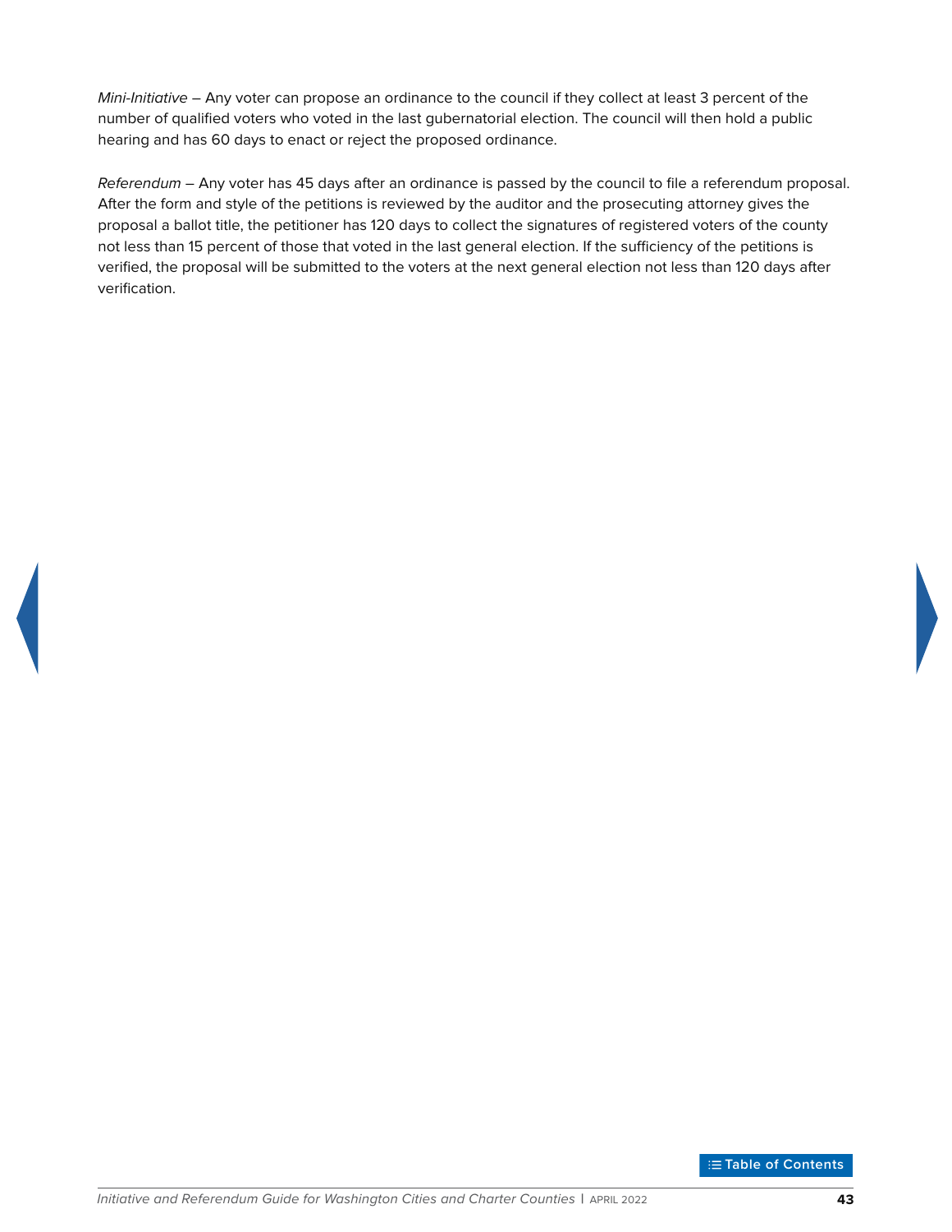*Mini-Initiative* – Any voter can propose an ordinance to the council if they collect at least 3 percent of the number of qualified voters who voted in the last gubernatorial election. The council will then hold a public hearing and has 60 days to enact or reject the proposed ordinance.

*Referendum* – Any voter has 45 days after an ordinance is passed by the council to file a referendum proposal. After the form and style of the petitions is reviewed by the auditor and the prosecuting attorney gives the proposal a ballot title, the petitioner has 120 days to collect the signatures of registered voters of the county not less than 15 percent of those that voted in the last general election. If the sufficiency of the petitions is verified, the proposal will be submitted to the voters at the next general election not less than 120 days after verification.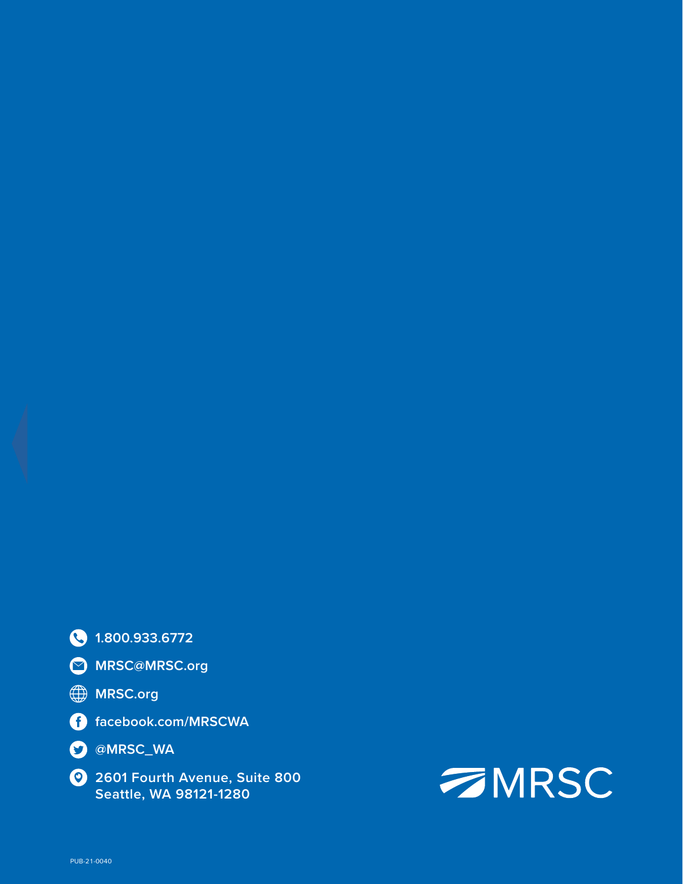1.800.933.6772

MRSC@MRSC.org

MRSC.org

facebook.com/MRSCWA

@MRSC_WA

2601 Fourth Avenue, Suite 800
Seattle, WA 98121-1280

MRSC

PUB-21-0040